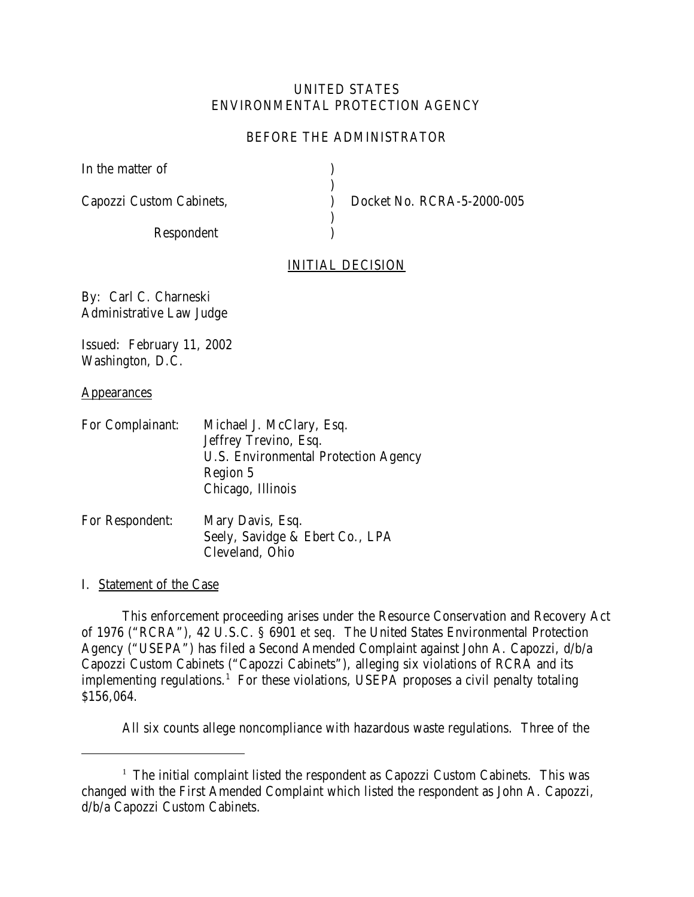UNITED STATES
ENVIRONMENTAL PROTECTION AGENCY

BEFORE THE ADMINISTRATOR

| | | |
|---|---|---|
| In the matter of | ) | |
| | ) | |
| Capozzi Custom Cabinets, | ) | Docket No. RCRA-5-2000-005 |
| | ) | |
| Respondent | ) | |

INITIAL DECISION

By: Carl C. Charneski
Administrative Law Judge

Issued: February 11, 2002
Washington, D.C.

Appearances

For Complainant: Michael J. McClary, Esq.
Jeffrey Trevino, Esq.
U.S. Environmental Protection Agency
Region 5
Chicago, Illinois

For Respondent: Mary Davis, Esq.
Seely, Savidge & Ebert Co., LPA
Cleveland, Ohio

I. Statement of the Case

This enforcement proceeding arises under the Resource Conservation and Recovery Act of 1976 ("RCRA"), 42 U.S.C. § 6901 *et seq.* The United States Environmental Protection Agency ("USEPA") has filed a Second Amended Complaint against John A. Capozzi, d/b/a Capozzi Custom Cabinets ("Capozzi Cabinets"), alleging six violations of RCRA and its implementing regulations.[1] For these violations, USEPA proposes a civil penalty totaling $156,064.

All six counts allege noncompliance with hazardous waste regulations. Three of the

[1] The initial complaint listed the respondent as Capozzi Custom Cabinets. This was changed with the First Amended Complaint which listed the respondent as John A. Capozzi, d/b/a Capozzi Custom Cabinets.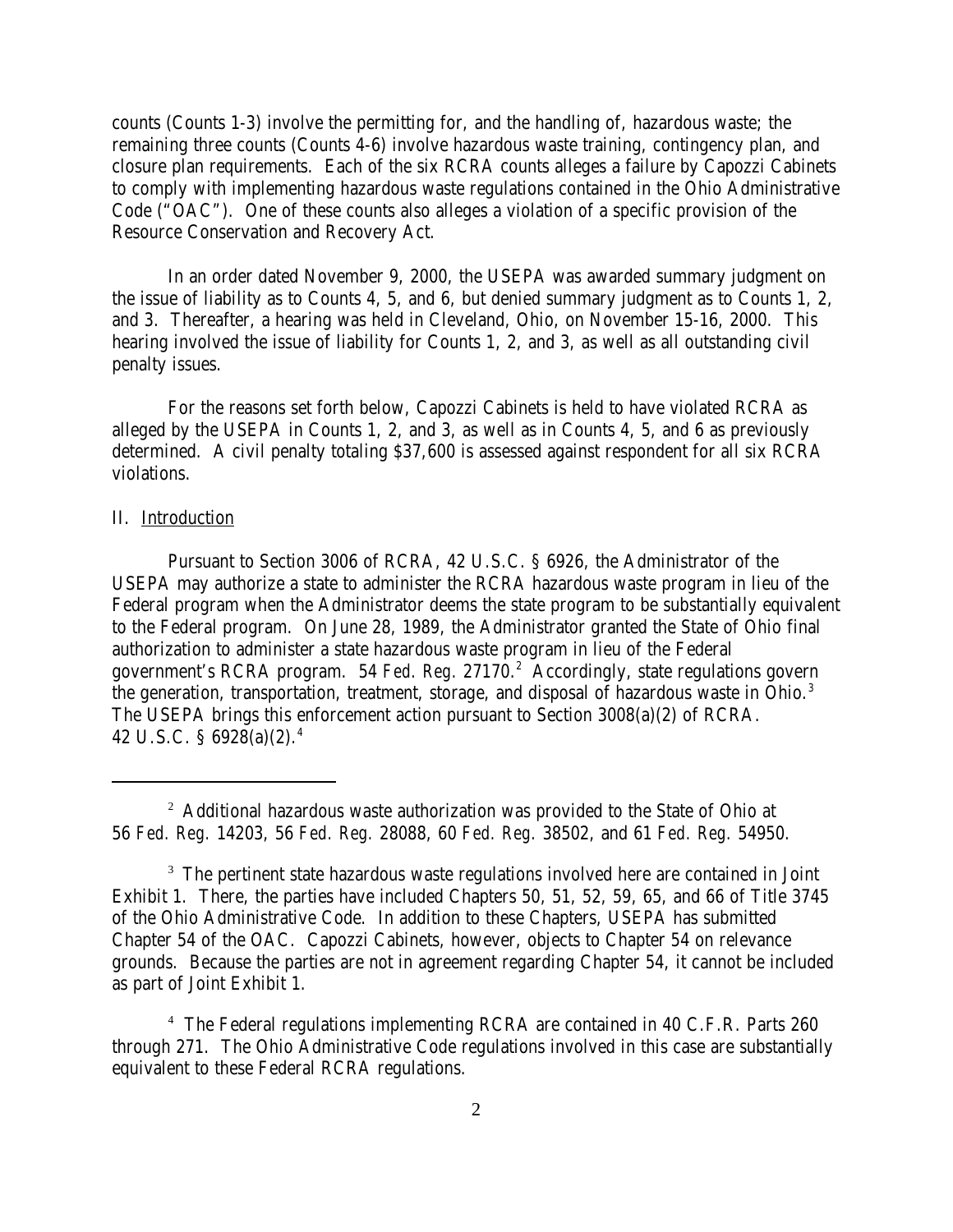counts (Counts 1-3) involve the permitting for, and the handling of, hazardous waste; the remaining three counts (Counts 4-6) involve hazardous waste training, contingency plan, and closure plan requirements. Each of the six RCRA counts alleges a failure by Capozzi Cabinets to comply with implementing hazardous waste regulations contained in the Ohio Administrative Code ("OAC"). One of these counts also alleges a violation of a specific provision of the Resource Conservation and Recovery Act.

In an order dated November 9, 2000, the USEPA was awarded summary judgment on the issue of liability as to Counts 4, 5, and 6, but denied summary judgment as to Counts 1, 2, and 3. Thereafter, a hearing was held in Cleveland, Ohio, on November 15-16, 2000. This hearing involved the issue of liability for Counts 1, 2, and 3, as well as all outstanding civil penalty issues.

For the reasons set forth below, Capozzi Cabinets is held to have violated RCRA as alleged by the USEPA in Counts 1, 2, and 3, as well as in Counts 4, 5, and 6 as previously determined. A civil penalty totaling $37,600 is assessed against respondent for all six RCRA violations.

II. Introduction

Pursuant to Section 3006 of RCRA, 42 U.S.C. § 6926, the Administrator of the USEPA may authorize a state to administer the RCRA hazardous waste program in lieu of the Federal program when the Administrator deems the state program to be substantially equivalent to the Federal program. On June 28, 1989, the Administrator granted the State of Ohio final authorization to administer a state hazardous waste program in lieu of the Federal government's RCRA program. 54 *Fed. Reg.* 27170.[2] Accordingly, state regulations govern the generation, transportation, treatment, storage, and disposal of hazardous waste in Ohio.[3] The USEPA brings this enforcement action pursuant to Section 3008(a)(2) of RCRA. 42 U.S.C. § 6928(a)(2).[4]

---

[2] Additional hazardous waste authorization was provided to the State of Ohio at 56 *Fed. Reg.* 14203, 56 *Fed. Reg.* 28088, 60 *Fed. Reg.* 38502, and 61 *Fed. Reg.* 54950.

[3] The pertinent state hazardous waste regulations involved here are contained in Joint Exhibit 1. There, the parties have included Chapters 50, 51, 52, 59, 65, and 66 of Title 3745 of the Ohio Administrative Code. In addition to these Chapters, USEPA has submitted Chapter 54 of the OAC. Capozzi Cabinets, however, objects to Chapter 54 on relevance grounds. Because the parties are not in agreement regarding Chapter 54, it cannot be included as part of Joint Exhibit 1.

[4] The Federal regulations implementing RCRA are contained in 40 C.F.R. Parts 260 through 271. The Ohio Administrative Code regulations involved in this case are substantially equivalent to these Federal RCRA regulations.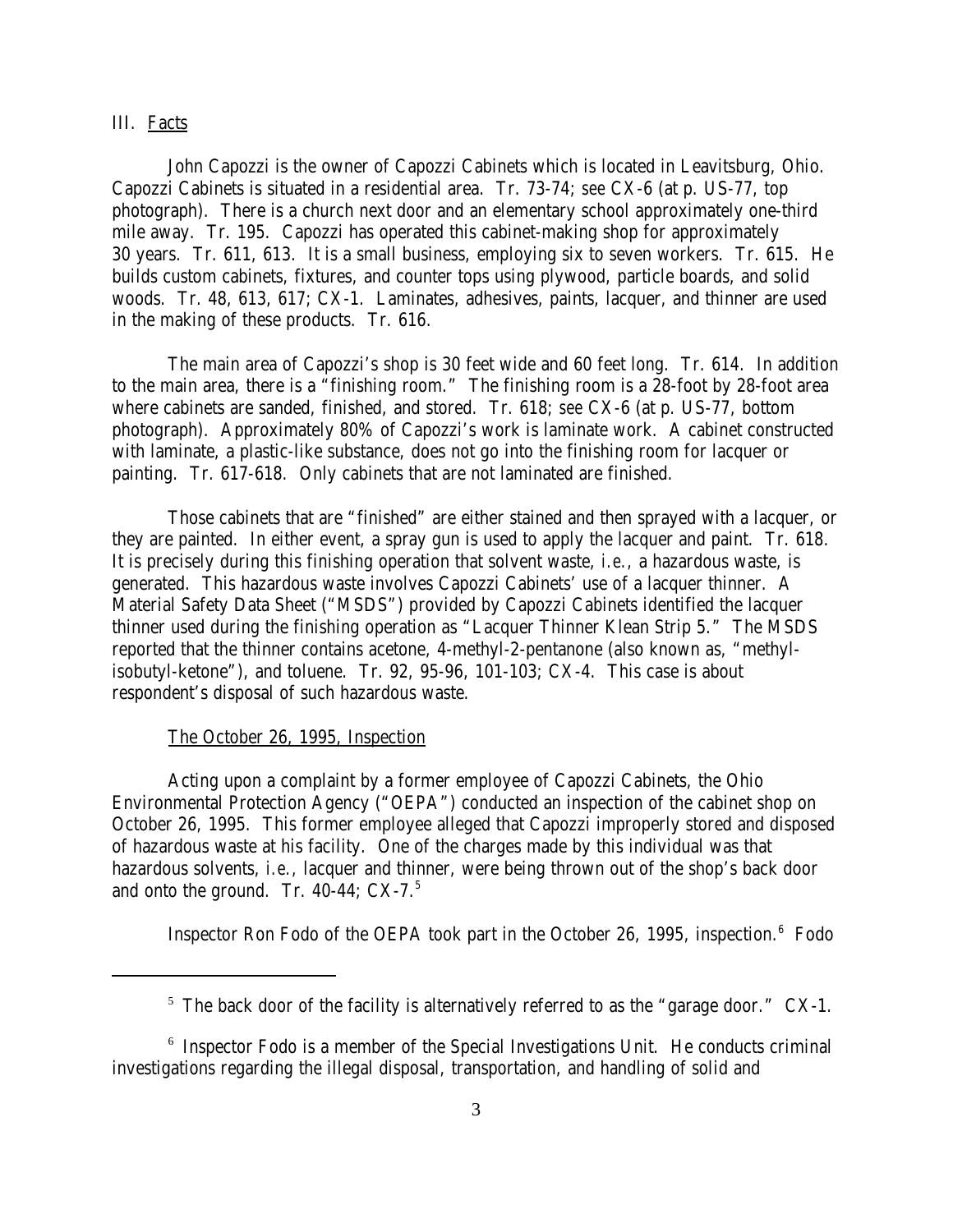## III. Facts

John Capozzi is the owner of Capozzi Cabinets which is located in Leavitsburg, Ohio. Capozzi Cabinets is situated in a residential area. Tr. 73-74; *see* CX-6 (at p. US-77, top photograph). There is a church next door and an elementary school approximately one-third mile away. Tr. 195. Capozzi has operated this cabinet-making shop for approximately 30 years. Tr. 611, 613. It is a small business, employing six to seven workers. Tr. 615. He builds custom cabinets, fixtures, and counter tops using plywood, particle boards, and solid woods. Tr. 48, 613, 617; CX-1. Laminates, adhesives, paints, lacquer, and thinner are used in the making of these products. Tr. 616.

The main area of Capozzi's shop is 30 feet wide and 60 feet long. Tr. 614. In addition to the main area, there is a "finishing room." The finishing room is a 28-foot by 28-foot area where cabinets are sanded, finished, and stored. Tr. 618; *see* CX-6 (at p. US-77, bottom photograph). Approximately 80% of Capozzi's work is laminate work. A cabinet constructed with laminate, a plastic-like substance, does not go into the finishing room for lacquer or painting. Tr. 617-618. Only cabinets that are not laminated are finished.

Those cabinets that are "finished" are either stained and then sprayed with a lacquer, or they are painted. In either event, a spray gun is used to apply the lacquer and paint. Tr. 618. It is precisely during this finishing operation that solvent waste, *i.e.*, a hazardous waste, is generated. This hazardous waste involves Capozzi Cabinets' use of a lacquer thinner. A Material Safety Data Sheet ("MSDS") provided by Capozzi Cabinets identified the lacquer thinner used during the finishing operation as "Lacquer Thinner Klean Strip 5." The MSDS reported that the thinner contains acetone, 4-methyl-2-pentanone (also known as, "methyl-isobutyl-ketone"), and toluene. Tr. 92, 95-96, 101-103; CX-4. This case is about respondent's disposal of such hazardous waste.

### The October 26, 1995, Inspection

Acting upon a complaint by a former employee of Capozzi Cabinets, the Ohio Environmental Protection Agency ("OEPA") conducted an inspection of the cabinet shop on October 26, 1995. This former employee alleged that Capozzi improperly stored and disposed of hazardous waste at his facility. One of the charges made by this individual was that hazardous solvents, *i.e.*, lacquer and thinner, were being thrown out of the shop's back door and onto the ground. Tr. 40-44; CX-7.[5]

Inspector Ron Fodo of the OEPA took part in the October 26, 1995, inspection.[6] Fodo

---

[5] The back door of the facility is alternatively referred to as the "garage door." CX-1.

[6] Inspector Fodo is a member of the Special Investigations Unit. He conducts criminal investigations regarding the illegal disposal, transportation, and handling of solid and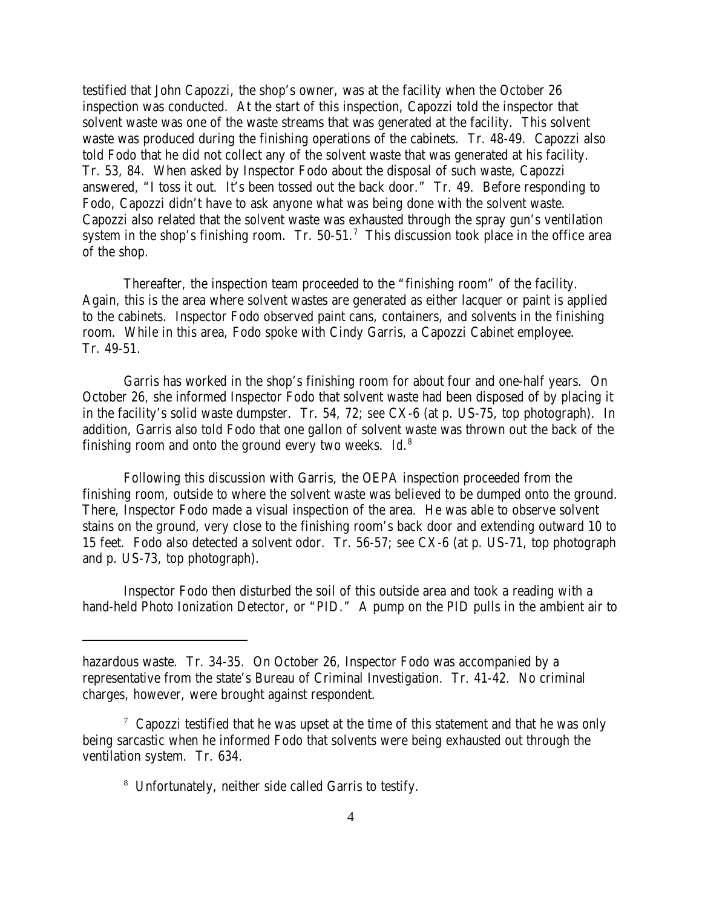testified that John Capozzi, the shop's owner, was at the facility when the October 26 inspection was conducted. At the start of this inspection, Capozzi told the inspector that solvent waste was one of the waste streams that was generated at the facility. This solvent waste was produced during the finishing operations of the cabinets. Tr. 48-49. Capozzi also told Fodo that he did not collect any of the solvent waste that was generated at his facility. Tr. 53, 84. When asked by Inspector Fodo about the disposal of such waste, Capozzi answered, "I toss it out. It's been tossed out the back door." Tr. 49. Before responding to Fodo, Capozzi didn't have to ask anyone what was being done with the solvent waste. Capozzi also related that the solvent waste was exhausted through the spray gun's ventilation system in the shop's finishing room. Tr. 50-51.[7] This discussion took place in the office area of the shop.

Thereafter, the inspection team proceeded to the "finishing room" of the facility. Again, this is the area where solvent wastes are generated as either lacquer or paint is applied to the cabinets. Inspector Fodo observed paint cans, containers, and solvents in the finishing room. While in this area, Fodo spoke with Cindy Garris, a Capozzi Cabinet employee. Tr. 49-51.

Garris has worked in the shop's finishing room for about four and one-half years. On October 26, she informed Inspector Fodo that solvent waste had been disposed of by placing it in the facility's solid waste dumpster. Tr. 54, 72; *see* CX-6 (at p. US-75, top photograph). In addition, Garris also told Fodo that one gallon of solvent waste was thrown out the back of the finishing room and onto the ground every two weeks. *Id.*[8]

Following this discussion with Garris, the OEPA inspection proceeded from the finishing room, outside to where the solvent waste was believed to be dumped onto the ground. There, Inspector Fodo made a visual inspection of the area. He was able to observe solvent stains on the ground, very close to the finishing room's back door and extending outward 10 to 15 feet. Fodo also detected a solvent odor. Tr. 56-57; *see* CX-6 (at p. US-71, top photograph and p. US-73, top photograph).

Inspector Fodo then disturbed the soil of this outside area and took a reading with a hand-held Photo Ionization Detector, or "PID." A pump on the PID pulls in the ambient air to

---

hazardous waste. Tr. 34-35. On October 26, Inspector Fodo was accompanied by a representative from the state's Bureau of Criminal Investigation. Tr. 41-42. No criminal charges, however, were brought against respondent.

[7] Capozzi testified that he was upset at the time of this statement and that he was only being sarcastic when he informed Fodo that solvents were being exhausted out through the ventilation system. Tr. 634.

[8] Unfortunately, neither side called Garris to testify.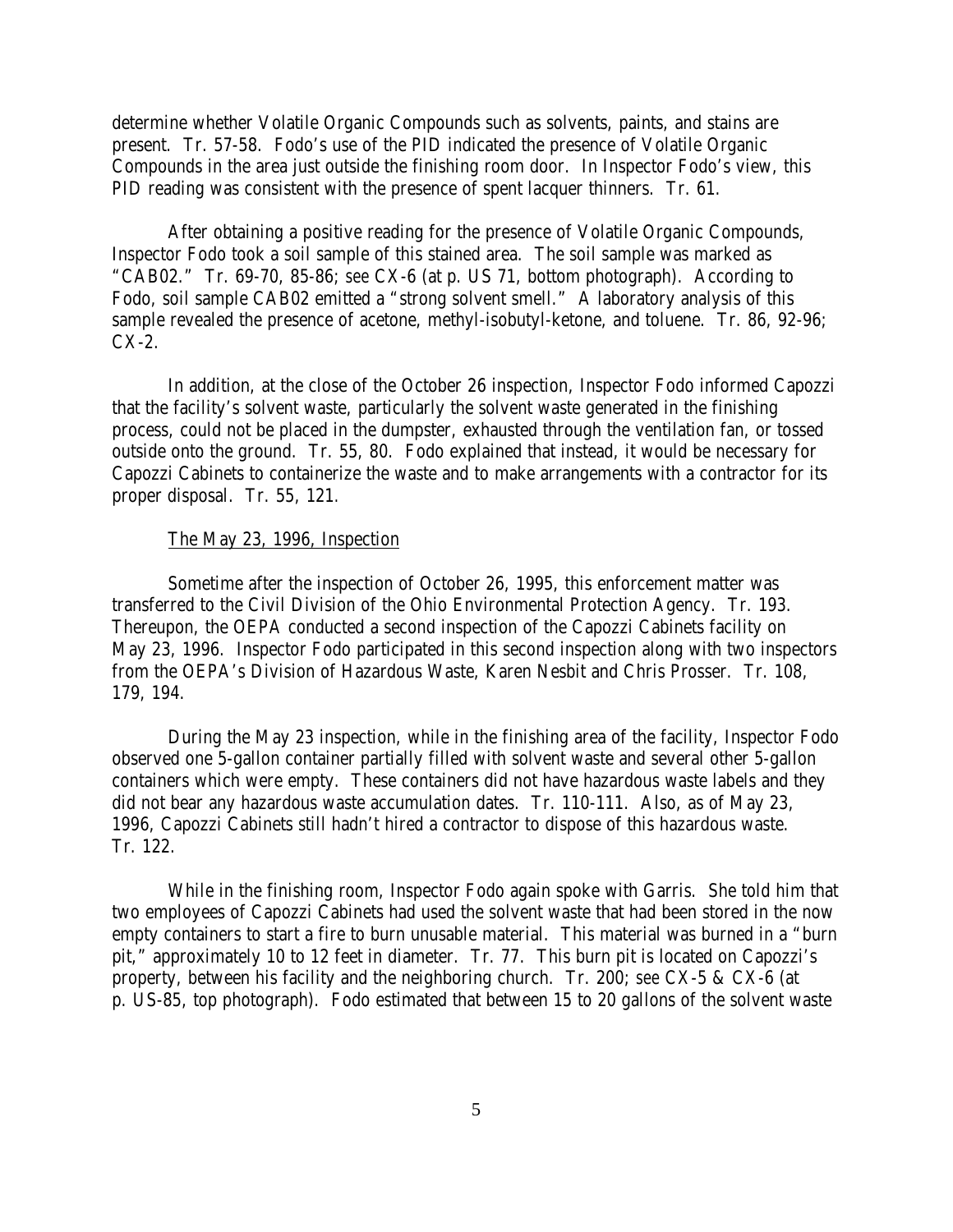determine whether Volatile Organic Compounds such as solvents, paints, and stains are present. Tr. 57-58. Fodo's use of the PID indicated the presence of Volatile Organic Compounds in the area just outside the finishing room door. In Inspector Fodo's view, this PID reading was consistent with the presence of spent lacquer thinners. Tr. 61.

After obtaining a positive reading for the presence of Volatile Organic Compounds, Inspector Fodo took a soil sample of this stained area. The soil sample was marked as "CAB02." Tr. 69-70, 85-86; *see* CX-6 (at p. US 71, bottom photograph). According to Fodo, soil sample CAB02 emitted a "strong solvent smell." A laboratory analysis of this sample revealed the presence of acetone, methyl-isobutyl-ketone, and toluene. Tr. 86, 92-96; CX-2.

In addition, at the close of the October 26 inspection, Inspector Fodo informed Capozzi that the facility's solvent waste, particularly the solvent waste generated in the finishing process, could not be placed in the dumpster, exhausted through the ventilation fan, or tossed outside onto the ground. Tr. 55, 80. Fodo explained that instead, it would be necessary for Capozzi Cabinets to containerize the waste and to make arrangements with a contractor for its proper disposal. Tr. 55, 121.

The May 23, 1996, Inspection

Sometime after the inspection of October 26, 1995, this enforcement matter was transferred to the Civil Division of the Ohio Environmental Protection Agency. Tr. 193. Thereupon, the OEPA conducted a second inspection of the Capozzi Cabinets facility on May 23, 1996. Inspector Fodo participated in this second inspection along with two inspectors from the OEPA's Division of Hazardous Waste, Karen Nesbit and Chris Prosser. Tr. 108, 179, 194.

During the May 23 inspection, while in the finishing area of the facility, Inspector Fodo observed one 5-gallon container partially filled with solvent waste and several other 5-gallon containers which were empty. These containers did not have hazardous waste labels and they did not bear any hazardous waste accumulation dates. Tr. 110-111. Also, as of May 23, 1996, Capozzi Cabinets still hadn't hired a contractor to dispose of this hazardous waste. Tr. 122.

While in the finishing room, Inspector Fodo again spoke with Garris. She told him that two employees of Capozzi Cabinets had used the solvent waste that had been stored in the now empty containers to start a fire to burn unusable material. This material was burned in a "burn pit," approximately 10 to 12 feet in diameter. Tr. 77. This burn pit is located on Capozzi's property, between his facility and the neighboring church. Tr. 200; *see* CX-5 & CX-6 (at p. US-85, top photograph). Fodo estimated that between 15 to 20 gallons of the solvent waste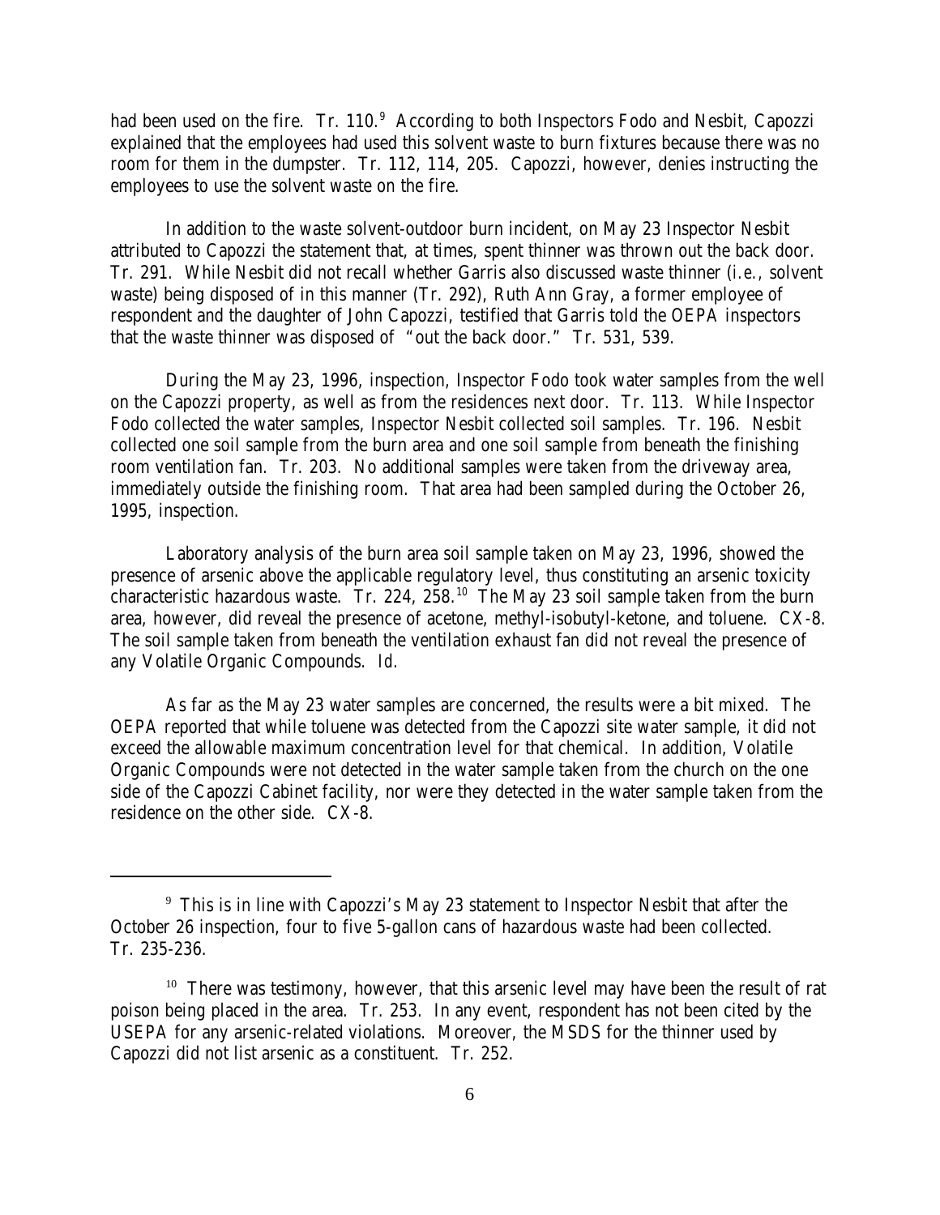had been used on the fire. Tr. 110.[9] According to both Inspectors Fodo and Nesbit, Capozzi explained that the employees had used this solvent waste to burn fixtures because there was no room for them in the dumpster. Tr. 112, 114, 205. Capozzi, however, denies instructing the employees to use the solvent waste on the fire.

In addition to the waste solvent-outdoor burn incident, on May 23 Inspector Nesbit attributed to Capozzi the statement that, at times, spent thinner was thrown out the back door. Tr. 291. While Nesbit did not recall whether Garris also discussed waste thinner (*i.e.*, solvent waste) being disposed of in this manner (Tr. 292), Ruth Ann Gray, a former employee of respondent and the daughter of John Capozzi, testified that Garris told the OEPA inspectors that the waste thinner was disposed of "out the back door." Tr. 531, 539.

During the May 23, 1996, inspection, Inspector Fodo took water samples from the well on the Capozzi property, as well as from the residences next door. Tr. 113. While Inspector Fodo collected the water samples, Inspector Nesbit collected soil samples. Tr. 196. Nesbit collected one soil sample from the burn area and one soil sample from beneath the finishing room ventilation fan. Tr. 203. No additional samples were taken from the driveway area, immediately outside the finishing room. That area had been sampled during the October 26, 1995, inspection.

Laboratory analysis of the burn area soil sample taken on May 23, 1996, showed the presence of arsenic above the applicable regulatory level, thus constituting an arsenic toxicity characteristic hazardous waste. Tr. 224, 258.[10] The May 23 soil sample taken from the burn area, however, did reveal the presence of acetone, methyl-isobutyl-ketone, and toluene. CX-8. The soil sample taken from beneath the ventilation exhaust fan did not reveal the presence of any Volatile Organic Compounds. *Id.*

As far as the May 23 water samples are concerned, the results were a bit mixed. The OEPA reported that while toluene was detected from the Capozzi site water sample, it did not exceed the allowable maximum concentration level for that chemical. In addition, Volatile Organic Compounds were not detected in the water sample taken from the church on the one side of the Capozzi Cabinet facility, nor were they detected in the water sample taken from the residence on the other side. CX-8.

---

[9] This is in line with Capozzi's May 23 statement to Inspector Nesbit that after the October 26 inspection, four to five 5-gallon cans of hazardous waste had been collected. Tr. 235-236.

[10] There was testimony, however, that this arsenic level may have been the result of rat poison being placed in the area. Tr. 253. In any event, respondent has not been cited by the USEPA for any arsenic-related violations. Moreover, the MSDS for the thinner used by Capozzi did not list arsenic as a constituent. Tr. 252.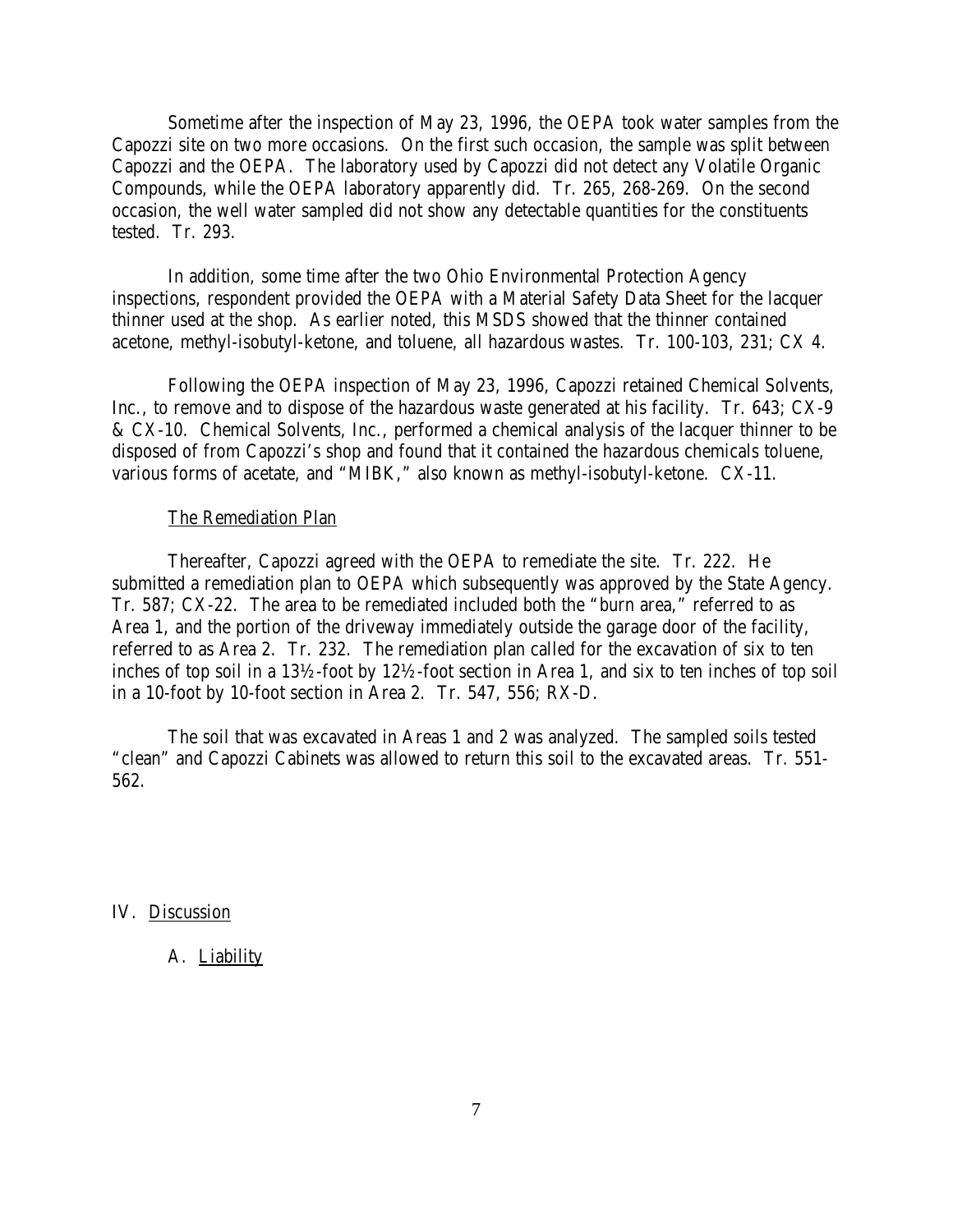Sometime after the inspection of May 23, 1996, the OEPA took water samples from the Capozzi site on two more occasions. On the first such occasion, the sample was split between Capozzi and the OEPA. The laboratory used by Capozzi did not detect any Volatile Organic Compounds, while the OEPA laboratory apparently did. Tr. 265, 268-269. On the second occasion, the well water sampled did not show any detectable quantities for the constituents tested. Tr. 293.

In addition, some time after the two Ohio Environmental Protection Agency inspections, respondent provided the OEPA with a Material Safety Data Sheet for the lacquer thinner used at the shop. As earlier noted, this MSDS showed that the thinner contained acetone, methyl-isobutyl-ketone, and toluene, all hazardous wastes. Tr. 100-103, 231; CX 4.

Following the OEPA inspection of May 23, 1996, Capozzi retained Chemical Solvents, Inc., to remove and to dispose of the hazardous waste generated at his facility. Tr. 643; CX-9 & CX-10. Chemical Solvents, Inc., performed a chemical analysis of the lacquer thinner to be disposed of from Capozzi's shop and found that it contained the hazardous chemicals toluene, various forms of acetate, and "MIBK," also known as methyl-isobutyl-ketone. CX-11.

<u>The Remediation Plan</u>

Thereafter, Capozzi agreed with the OEPA to remediate the site. Tr. 222. He submitted a remediation plan to OEPA which subsequently was approved by the State Agency. Tr. 587; CX-22. The area to be remediated included both the "burn area," referred to as Area 1, and the portion of the driveway immediately outside the garage door of the facility, referred to as Area 2. Tr. 232. The remediation plan called for the excavation of six to ten inches of top soil in a 13½-foot by 12½-foot section in Area 1, and six to ten inches of top soil in a 10-foot by 10-foot section in Area 2. Tr. 547, 556; RX-D.

The soil that was excavated in Areas 1 and 2 was analyzed. The sampled soils tested "clean" and Capozzi Cabinets was allowed to return this soil to the excavated areas. Tr. 551-562.

## IV. <u>Discussion</u>

### A. <u>Liability</u>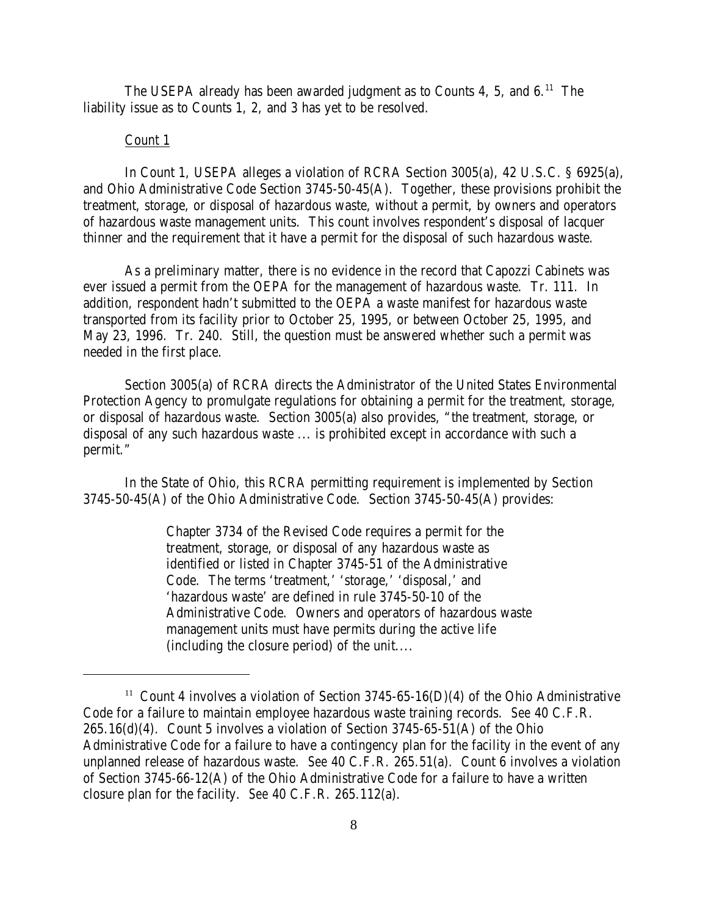The USEPA already has been awarded judgment as to Counts 4, 5, and 6.[11] The liability issue as to Counts 1, 2, and 3 has yet to be resolved.

Count 1

In Count 1, USEPA alleges a violation of RCRA Section 3005(a), 42 U.S.C. § 6925(a), and Ohio Administrative Code Section 3745-50-45(A). Together, these provisions prohibit the treatment, storage, or disposal of hazardous waste, without a permit, by owners and operators of hazardous waste management units. This count involves respondent's disposal of lacquer thinner and the requirement that it have a permit for the disposal of such hazardous waste.

As a preliminary matter, there is no evidence in the record that Capozzi Cabinets was ever issued a permit from the OEPA for the management of hazardous waste. Tr. 111. In addition, respondent hadn't submitted to the OEPA a waste manifest for hazardous waste transported from its facility prior to October 25, 1995, or between October 25, 1995, and May 23, 1996. Tr. 240. Still, the question must be answered whether such a permit was needed in the first place.

Section 3005(a) of RCRA directs the Administrator of the United States Environmental Protection Agency to promulgate regulations for obtaining a permit for the treatment, storage, or disposal of hazardous waste. Section 3005(a) also provides, "the treatment, storage, or disposal of any such hazardous waste ... is prohibited except in accordance with such a permit."

In the State of Ohio, this RCRA permitting requirement is implemented by Section 3745-50-45(A) of the Ohio Administrative Code. Section 3745-50-45(A) provides:

> Chapter 3734 of the Revised Code requires a permit for the treatment, storage, or disposal of any hazardous waste as identified or listed in Chapter 3745-51 of the Administrative Code. The terms 'treatment,' 'storage,' 'disposal,' and 'hazardous waste' are defined in rule 3745-50-10 of the Administrative Code. Owners and operators of hazardous waste management units must have permits during the active life (including the closure period) of the unit....

---

[11] Count 4 involves a violation of Section 3745-65-16(D)(4) of the Ohio Administrative Code for a failure to maintain employee hazardous waste training records. *See* 40 C.F.R. 265.16(d)(4). Count 5 involves a violation of Section 3745-65-51(A) of the Ohio Administrative Code for a failure to have a contingency plan for the facility in the event of any unplanned release of hazardous waste. *See* 40 C.F.R. 265.51(a). Count 6 involves a violation of Section 3745-66-12(A) of the Ohio Administrative Code for a failure to have a written closure plan for the facility. *See* 40 C.F.R. 265.112(a).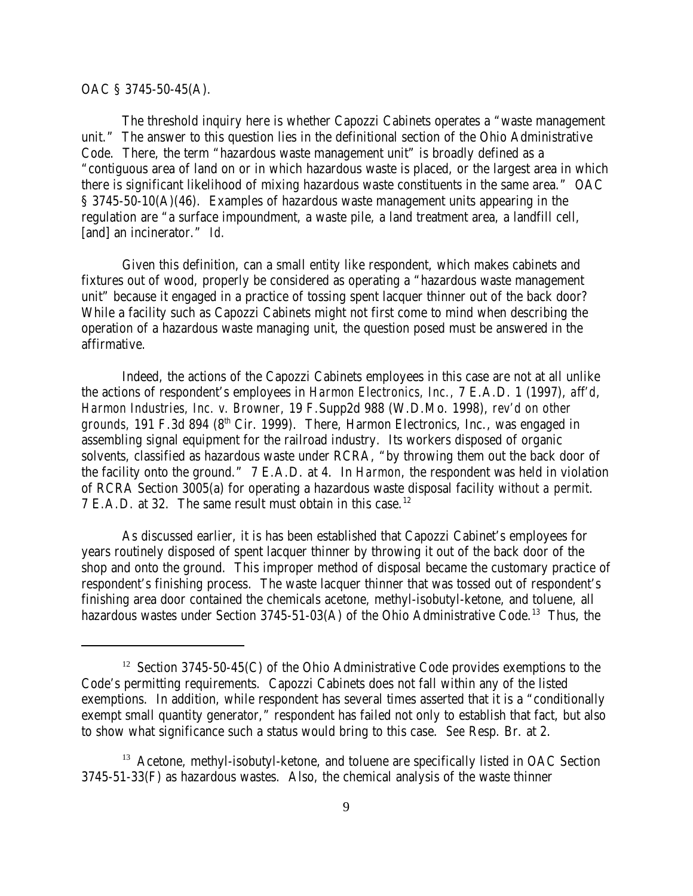OAC § 3745-50-45(A).

The threshold inquiry here is whether Capozzi Cabinets operates a "waste management unit." The answer to this question lies in the definitional section of the Ohio Administrative Code. There, the term "hazardous waste management unit" is broadly defined as a "contiguous area of land on or in which hazardous waste is placed, or the largest area in which there is significant likelihood of mixing hazardous waste constituents in the same area." OAC § 3745-50-10(A)(46). Examples of hazardous waste management units appearing in the regulation are "a surface impoundment, a waste pile, a land treatment area, a landfill cell, [and] an incinerator." *Id.*

Given this definition, can a small entity like respondent, which makes cabinets and fixtures out of wood, properly be considered as operating a "hazardous waste management unit" because it engaged in a practice of tossing spent lacquer thinner out of the back door? While a facility such as Capozzi Cabinets might not first come to mind when describing the operation of a hazardous waste managing unit, the question posed must be answered in the affirmative.

Indeed, the actions of the Capozzi Cabinets employees in this case are not at all unlike the actions of respondent's employees in *Harmon Electronics, Inc.*, 7 E.A.D. 1 (1997), *aff'd*, *Harmon Industries, Inc. v. Browner*, 19 F.Supp2d 988 (W.D.Mo. 1998), *rev'd on other grounds*, 191 F.3d 894 (8th Cir. 1999). There, Harmon Electronics, Inc., was engaged in assembling signal equipment for the railroad industry. Its workers disposed of organic solvents, classified as hazardous waste under RCRA, "by throwing them out the back door of the facility onto the ground." 7 E.A.D. at 4. In *Harmon*, the respondent was held in violation of RCRA Section 3005(a) for operating a hazardous waste disposal facility *without a permit*. 7 E.A.D. at 32. The same result must obtain in this case.[12]

As discussed earlier, it is has been established that Capozzi Cabinet's employees for years routinely disposed of spent lacquer thinner by throwing it out of the back door of the shop and onto the ground. This improper method of disposal became the customary practice of respondent's finishing process. The waste lacquer thinner that was tossed out of respondent's finishing area door contained the chemicals acetone, methyl-isobutyl-ketone, and toluene, all hazardous wastes under Section 3745-51-03(A) of the Ohio Administrative Code.[13] Thus, the

---

[12] Section 3745-50-45(C) of the Ohio Administrative Code provides exemptions to the Code's permitting requirements. Capozzi Cabinets does not fall within any of the listed exemptions. In addition, while respondent has several times asserted that it is a "conditionally exempt small quantity generator," respondent has failed not only to establish that fact, but also to show what significance such a status would bring to this case. *See* Resp. Br. at 2.

[13] Acetone, methyl-isobutyl-ketone, and toluene are specifically listed in OAC Section 3745-51-33(F) as hazardous wastes. Also, the chemical analysis of the waste thinner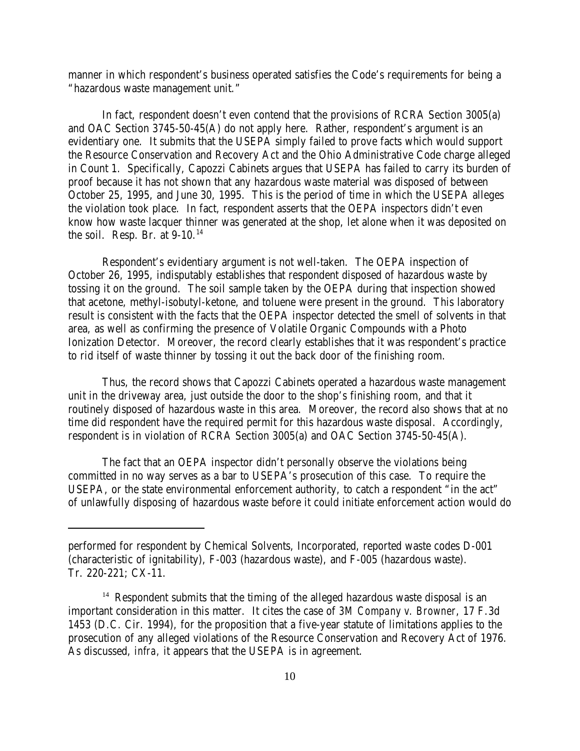manner in which respondent's business operated satisfies the Code's requirements for being a "hazardous waste management unit."

In fact, respondent doesn't even contend that the provisions of RCRA Section 3005(a) and OAC Section 3745-50-45(A) do not apply here. Rather, respondent's argument is an evidentiary one. It submits that the USEPA simply failed to prove facts which would support the Resource Conservation and Recovery Act and the Ohio Administrative Code charge alleged in Count 1. Specifically, Capozzi Cabinets argues that USEPA has failed to carry its burden of proof because it has not shown that any hazardous waste material was disposed of between October 25, 1995, and June 30, 1995. This is the period of time in which the USEPA alleges the violation took place. In fact, respondent asserts that the OEPA inspectors didn't even know how waste lacquer thinner was generated at the shop, let alone when it was deposited on the soil. Resp. Br. at 9-10.[14]

Respondent's evidentiary argument is not well-taken. The OEPA inspection of October 26, 1995, indisputably establishes that respondent disposed of hazardous waste by tossing it on the ground. The soil sample taken by the OEPA during that inspection showed that acetone, methyl-isobutyl-ketone, and toluene were present in the ground. This laboratory result is consistent with the facts that the OEPA inspector detected the smell of solvents in that area, as well as confirming the presence of Volatile Organic Compounds with a Photo Ionization Detector. Moreover, the record clearly establishes that it was respondent's practice to rid itself of waste thinner by tossing it out the back door of the finishing room.

Thus, the record shows that Capozzi Cabinets operated a hazardous waste management unit in the driveway area, just outside the door to the shop's finishing room, and that it routinely disposed of hazardous waste in this area. Moreover, the record also shows that at no time did respondent have the required permit for this hazardous waste disposal. Accordingly, respondent is in violation of RCRA Section 3005(a) and OAC Section 3745-50-45(A).

The fact that an OEPA inspector didn't personally observe the violations being committed in no way serves as a bar to USEPA's prosecution of this case. To require the USEPA, or the state environmental enforcement authority, to catch a respondent "in the act" of unlawfully disposing of hazardous waste before it could initiate enforcement action would do

---

performed for respondent by Chemical Solvents, Incorporated, reported waste codes D-001 (characteristic of ignitability), F-003 (hazardous waste), and F-005 (hazardous waste). Tr. 220-221; CX-11.

[14] Respondent submits that the timing of the alleged hazardous waste disposal is an important consideration in this matter. It cites the case of *3M Company v. Browner*, 17 F.3d 1453 (D.C. Cir. 1994), for the proposition that a five-year statute of limitations applies to the prosecution of any alleged violations of the Resource Conservation and Recovery Act of 1976. As discussed, *infra*, it appears that the USEPA is in agreement.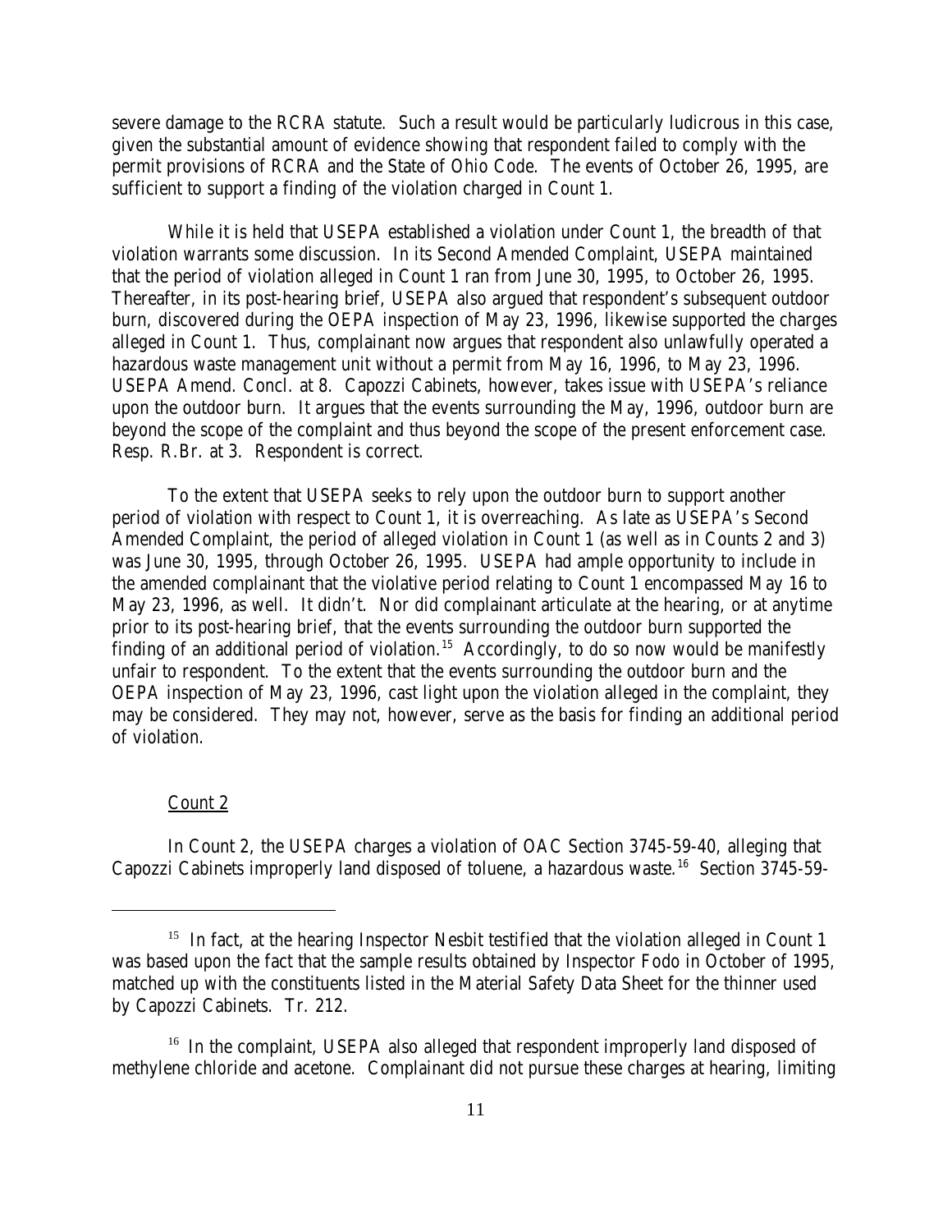severe damage to the RCRA statute. Such a result would be particularly ludicrous in this case, given the substantial amount of evidence showing that respondent failed to comply with the permit provisions of RCRA and the State of Ohio Code. The events of October 26, 1995, are sufficient to support a finding of the violation charged in Count 1.

While it is held that USEPA established a violation under Count 1, the breadth of that violation warrants some discussion. In its Second Amended Complaint, USEPA maintained that the period of violation alleged in Count 1 ran from June 30, 1995, to October 26, 1995. Thereafter, in its post-hearing brief, USEPA also argued that respondent's subsequent outdoor burn, discovered during the OEPA inspection of May 23, 1996, likewise supported the charges alleged in Count 1. Thus, complainant now argues that respondent also unlawfully operated a hazardous waste management unit without a permit from May 16, 1996, to May 23, 1996. USEPA Amend. Concl. at 8. Capozzi Cabinets, however, takes issue with USEPA's reliance upon the outdoor burn. It argues that the events surrounding the May, 1996, outdoor burn are beyond the scope of the complaint and thus beyond the scope of the present enforcement case. Resp. R.Br. at 3. Respondent is correct.

To the extent that USEPA seeks to rely upon the outdoor burn to support another period of violation with respect to Count 1, it is overreaching. As late as USEPA's Second Amended Complaint, the period of alleged violation in Count 1 (as well as in Counts 2 and 3) was June 30, 1995, through October 26, 1995. USEPA had ample opportunity to include in the amended complainant that the violative period relating to Count 1 encompassed May 16 to May 23, 1996, as well. It didn't. Nor did complainant articulate at the hearing, or at anytime prior to its post-hearing brief, that the events surrounding the outdoor burn supported the finding of an additional period of violation.[15] Accordingly, to do so now would be manifestly unfair to respondent. To the extent that the events surrounding the outdoor burn and the OEPA inspection of May 23, 1996, cast light upon the violation alleged in the complaint, they may be considered. They may not, however, serve as the basis for finding an additional period of violation.

Count 2

In Count 2, the USEPA charges a violation of OAC Section 3745-59-40, alleging that Capozzi Cabinets improperly land disposed of toluene, a hazardous waste.[16] Section 3745-59-

---

[15] In fact, at the hearing Inspector Nesbit testified that the violation alleged in Count 1 was based upon the fact that the sample results obtained by Inspector Fodo in October of 1995, matched up with the constituents listed in the Material Safety Data Sheet for the thinner used by Capozzi Cabinets. Tr. 212.

[16] In the complaint, USEPA also alleged that respondent improperly land disposed of methylene chloride and acetone. Complainant did not pursue these charges at hearing, limiting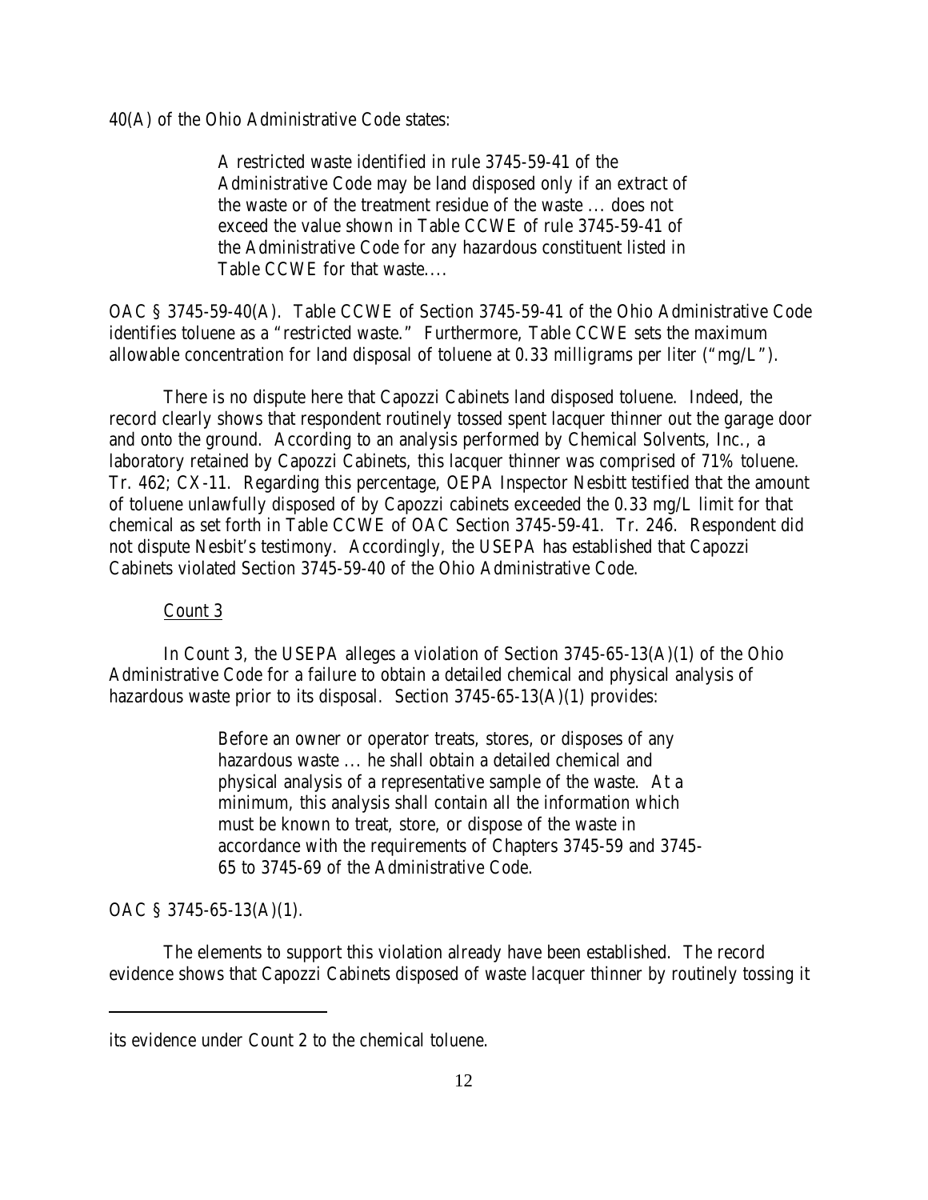40(A) of the Ohio Administrative Code states:

> A restricted waste identified in rule 3745-59-41 of the Administrative Code may be land disposed only if an extract of the waste or of the treatment residue of the waste ... does not exceed the value shown in Table CCWE of rule 3745-59-41 of the Administrative Code for any hazardous constituent listed in Table CCWE for that waste....

OAC § 3745-59-40(A). Table CCWE of Section 3745-59-41 of the Ohio Administrative Code identifies toluene as a "restricted waste." Furthermore, Table CCWE sets the maximum allowable concentration for land disposal of toluene at 0.33 milligrams per liter ("mg/L").

There is no dispute here that Capozzi Cabinets land disposed toluene. Indeed, the record clearly shows that respondent routinely tossed spent lacquer thinner out the garage door and onto the ground. According to an analysis performed by Chemical Solvents, Inc., a laboratory retained by Capozzi Cabinets, this lacquer thinner was comprised of 71% toluene. Tr. 462; CX-11. Regarding this percentage, OEPA Inspector Nesbitt testified that the amount of toluene unlawfully disposed of by Capozzi cabinets exceeded the 0.33 mg/L limit for that chemical as set forth in Table CCWE of OAC Section 3745-59-41. Tr. 246. Respondent did not dispute Nesbit's testimony. Accordingly, the USEPA has established that Capozzi Cabinets violated Section 3745-59-40 of the Ohio Administrative Code.

Count 3

In Count 3, the USEPA alleges a violation of Section 3745-65-13(A)(1) of the Ohio Administrative Code for a failure to obtain a detailed chemical and physical analysis of hazardous waste prior to its disposal. Section 3745-65-13(A)(1) provides:

> Before an owner or operator treats, stores, or disposes of any hazardous waste ... he shall obtain a detailed chemical and physical analysis of a representative sample of the waste. At a minimum, this analysis shall contain all the information which must be known to treat, store, or dispose of the waste in accordance with the requirements of Chapters 3745-59 and 3745-65 to 3745-69 of the Administrative Code.

OAC § 3745-65-13(A)(1).

The elements to support this violation already have been established. The record evidence shows that Capozzi Cabinets disposed of waste lacquer thinner by routinely tossing it

---

its evidence under Count 2 to the chemical toluene.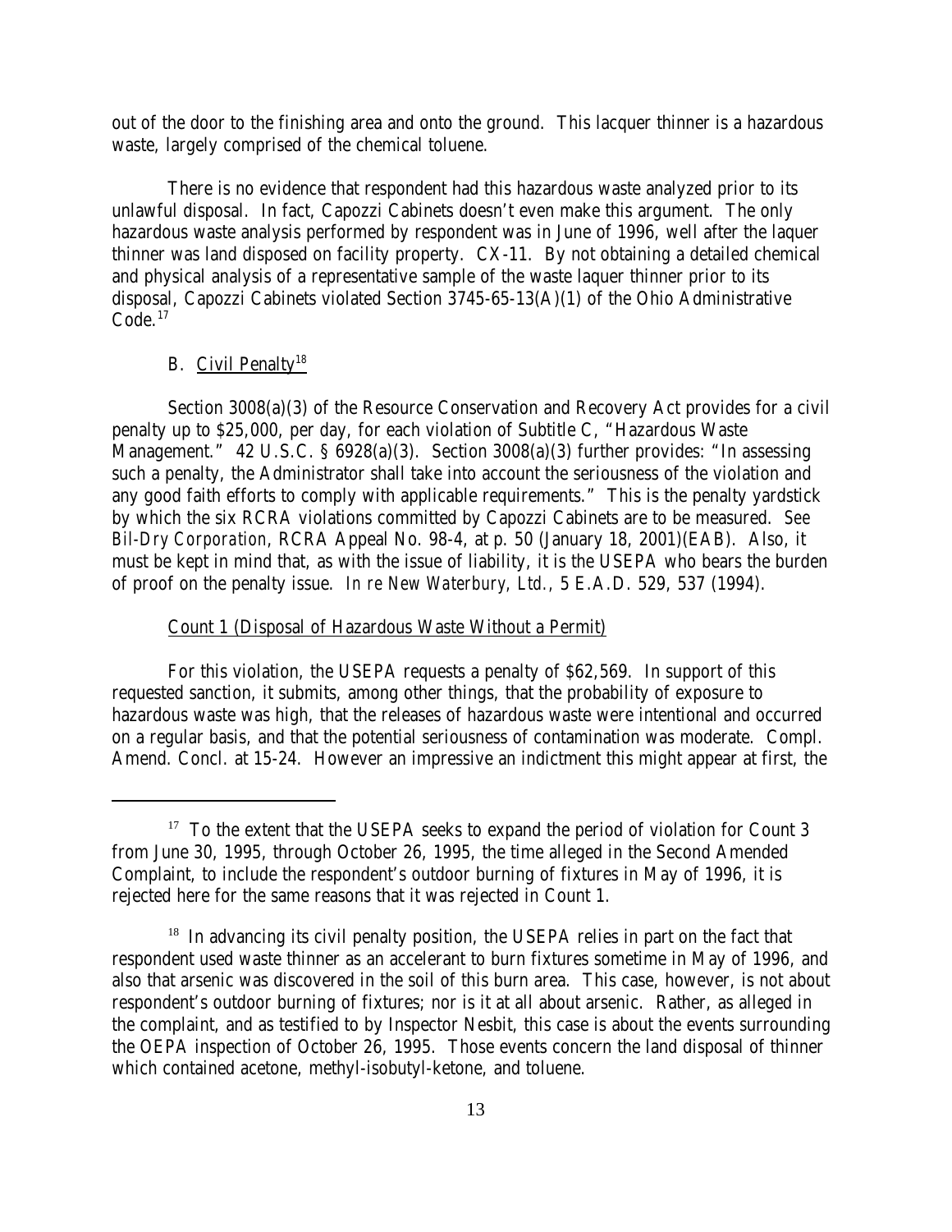out of the door to the finishing area and onto the ground. This lacquer thinner is a hazardous waste, largely comprised of the chemical toluene.

There is no evidence that respondent had this hazardous waste analyzed prior to its unlawful disposal. In fact, Capozzi Cabinets doesn't even make this argument. The only hazardous waste analysis performed by respondent was in June of 1996, well after the laquer thinner was land disposed on facility property. CX-11. By not obtaining a detailed chemical and physical analysis of a representative sample of the waste laquer thinner prior to its disposal, Capozzi Cabinets violated Section 3745-65-13(A)(1) of the Ohio Administrative Code.[17]

B. <u>Civil Penalty</u>[18]

Section 3008(a)(3) of the Resource Conservation and Recovery Act provides for a civil penalty up to $25,000, per day, for each violation of Subtitle C, "Hazardous Waste Management." 42 U.S.C. § 6928(a)(3). Section 3008(a)(3) further provides: "In assessing such a penalty, the Administrator shall take into account the seriousness of the violation and any good faith efforts to comply with applicable requirements." This is the penalty yardstick by which the six RCRA violations committed by Capozzi Cabinets are to be measured. *See Bil-Dry Corporation*, RCRA Appeal No. 98-4, at p. 50 (January 18, 2001)(EAB). Also, it must be kept in mind that, as with the issue of liability, it is the USEPA who bears the burden of proof on the penalty issue. *In re New Waterbury, Ltd.*, 5 E.A.D. 529, 537 (1994).

<u>Count 1 (Disposal of Hazardous Waste Without a Permit)</u>

For this violation, the USEPA requests a penalty of $62,569. In support of this requested sanction, it submits, among other things, that the probability of exposure to hazardous waste was high, that the releases of hazardous waste were intentional and occurred on a regular basis, and that the potential seriousness of contamination was moderate. Compl. Amend. Concl. at 15-24. However an impressive an indictment this might appear at first, the

---

[17] To the extent that the USEPA seeks to expand the period of violation for Count 3 from June 30, 1995, through October 26, 1995, the time alleged in the Second Amended Complaint, to include the respondent's outdoor burning of fixtures in May of 1996, it is rejected here for the same reasons that it was rejected in Count 1.

[18] In advancing its civil penalty position, the USEPA relies in part on the fact that respondent used waste thinner as an accelerant to burn fixtures sometime in May of 1996, and also that arsenic was discovered in the soil of this burn area. This case, however, is not about respondent's outdoor burning of fixtures; nor is it at all about arsenic. Rather, as alleged in the complaint, and as testified to by Inspector Nesbit, this case is about the events surrounding the OEPA inspection of October 26, 1995. Those events concern the land disposal of thinner which contained acetone, methyl-isobutyl-ketone, and toluene.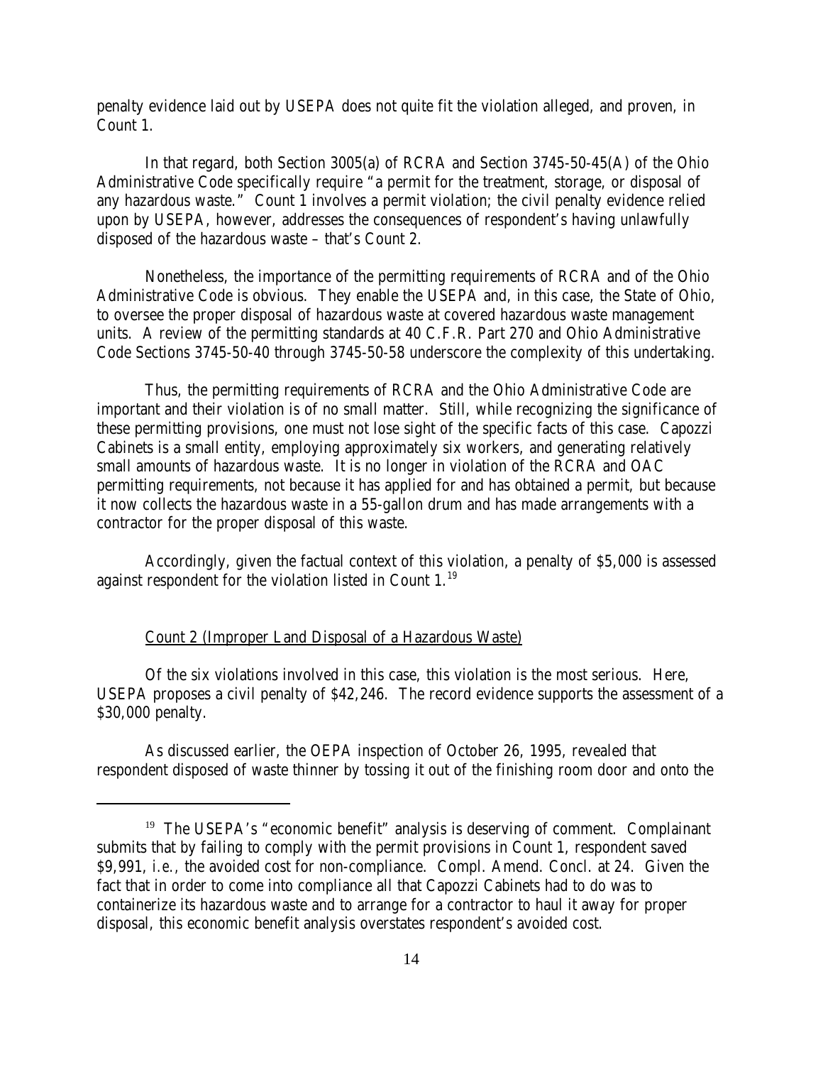penalty evidence laid out by USEPA does not quite fit the violation alleged, and proven, in Count 1.

In that regard, both Section 3005(a) of RCRA and Section 3745-50-45(A) of the Ohio Administrative Code specifically require "a permit for the treatment, storage, or disposal of any hazardous waste." Count 1 involves a permit violation; the civil penalty evidence relied upon by USEPA, however, addresses the consequences of respondent's having unlawfully disposed of the hazardous waste – that's Count 2.

Nonetheless, the importance of the permitting requirements of RCRA and of the Ohio Administrative Code is obvious. They enable the USEPA and, in this case, the State of Ohio, to oversee the proper disposal of hazardous waste at covered hazardous waste management units. A review of the permitting standards at 40 C.F.R. Part 270 and Ohio Administrative Code Sections 3745-50-40 through 3745-50-58 underscore the complexity of this undertaking.

Thus, the permitting requirements of RCRA and the Ohio Administrative Code are important and their violation is of no small matter. Still, while recognizing the significance of these permitting provisions, one must not lose sight of the specific facts of this case. Capozzi Cabinets is a small entity, employing approximately six workers, and generating relatively small amounts of hazardous waste. It is no longer in violation of the RCRA and OAC permitting requirements, not because it has applied for and has obtained a permit, but because it now collects the hazardous waste in a 55-gallon drum and has made arrangements with a contractor for the proper disposal of this waste.

Accordingly, given the factual context of this violation, a penalty of $5,000 is assessed against respondent for the violation listed in Count 1.[19]

Count 2 (Improper Land Disposal of a Hazardous Waste)

Of the six violations involved in this case, this violation is the most serious. Here, USEPA proposes a civil penalty of $42,246. The record evidence supports the assessment of a $30,000 penalty.

As discussed earlier, the OEPA inspection of October 26, 1995, revealed that respondent disposed of waste thinner by tossing it out of the finishing room door and onto the

---

[19] The USEPA's "economic benefit" analysis is deserving of comment. Complainant submits that by failing to comply with the permit provisions in Count 1, respondent saved $9,991, *i.e.*, the avoided cost for non-compliance. Compl. Amend. Concl. at 24. Given the fact that in order to come into compliance all that Capozzi Cabinets had to do was to containerize its hazardous waste and to arrange for a contractor to haul it away for proper disposal, this economic benefit analysis overstates respondent's avoided cost.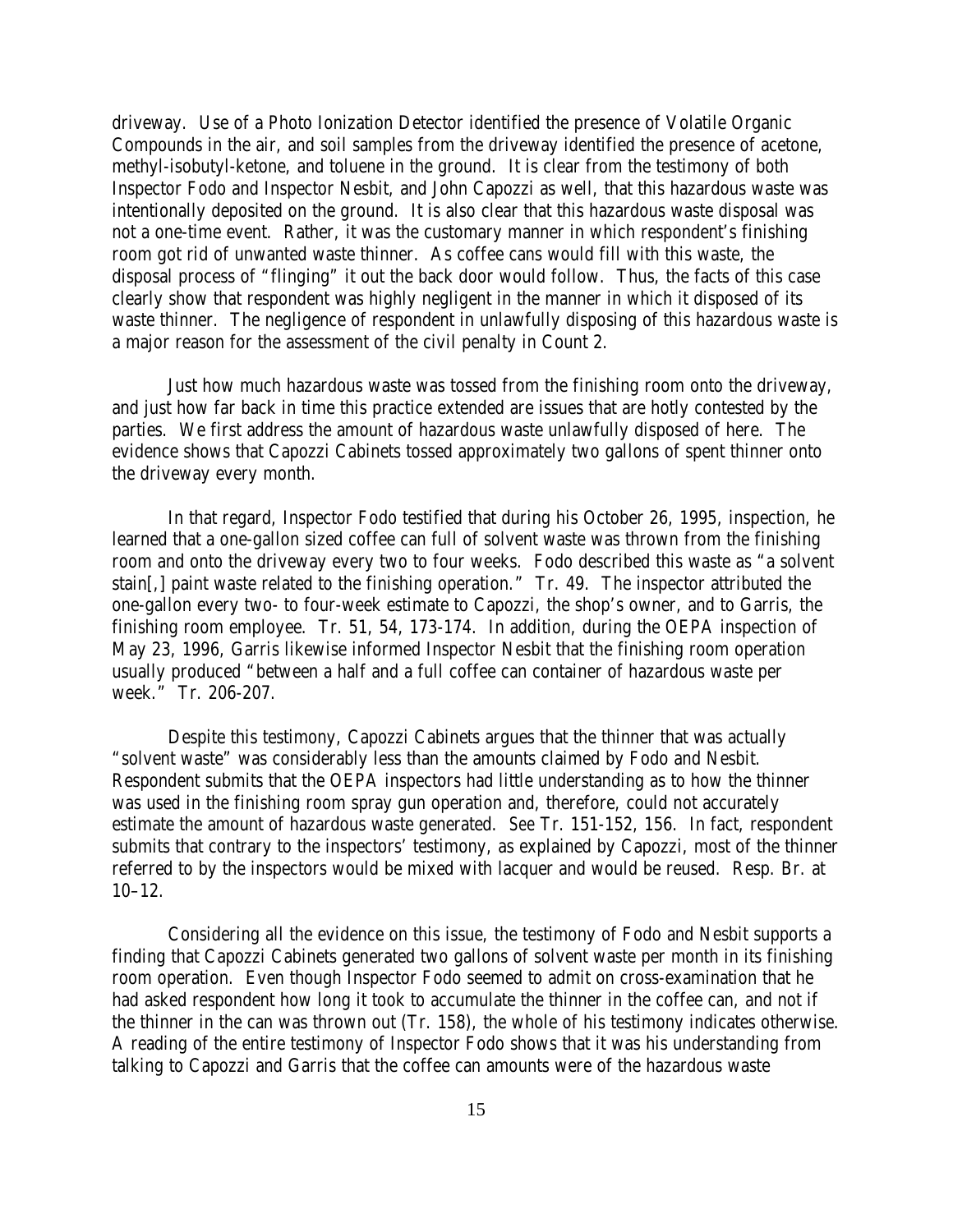driveway. Use of a Photo Ionization Detector identified the presence of Volatile Organic Compounds in the air, and soil samples from the driveway identified the presence of acetone, methyl-isobutyl-ketone, and toluene in the ground. It is clear from the testimony of both Inspector Fodo and Inspector Nesbit, and John Capozzi as well, that this hazardous waste was intentionally deposited on the ground. It is also clear that this hazardous waste disposal was not a one-time event. Rather, it was the customary manner in which respondent's finishing room got rid of unwanted waste thinner. As coffee cans would fill with this waste, the disposal process of "flinging" it out the back door would follow. Thus, the facts of this case clearly show that respondent was highly negligent in the manner in which it disposed of its waste thinner. The negligence of respondent in unlawfully disposing of this hazardous waste is a major reason for the assessment of the civil penalty in Count 2.

Just how much hazardous waste was tossed from the finishing room onto the driveway, and just how far back in time this practice extended are issues that are hotly contested by the parties. We first address the amount of hazardous waste unlawfully disposed of here. The evidence shows that Capozzi Cabinets tossed approximately two gallons of spent thinner onto the driveway every month.

In that regard, Inspector Fodo testified that during his October 26, 1995, inspection, he learned that a one-gallon sized coffee can full of solvent waste was thrown from the finishing room and onto the driveway every two to four weeks. Fodo described this waste as "a solvent stain[,] paint waste related to the finishing operation." Tr. 49. The inspector attributed the one-gallon every two- to four-week estimate to Capozzi, the shop's owner, and to Garris, the finishing room employee. Tr. 51, 54, 173-174. In addition, during the OEPA inspection of May 23, 1996, Garris likewise informed Inspector Nesbit that the finishing room operation usually produced "between a half and a full coffee can container of hazardous waste per week." Tr. 206-207.

Despite this testimony, Capozzi Cabinets argues that the thinner that was actually "solvent waste" was considerably less than the amounts claimed by Fodo and Nesbit. Respondent submits that the OEPA inspectors had little understanding as to how the thinner was used in the finishing room spray gun operation and, therefore, could not accurately estimate the amount of hazardous waste generated. *See* Tr. 151-152, 156. In fact, respondent submits that contrary to the inspectors' testimony, as explained by Capozzi, most of the thinner referred to by the inspectors would be mixed with lacquer and would be reused. Resp. Br. at 10–12.

Considering all the evidence on this issue, the testimony of Fodo and Nesbit supports a finding that Capozzi Cabinets generated two gallons of solvent waste per month in its finishing room operation. Even though Inspector Fodo seemed to admit on cross-examination that he had asked respondent how long it took to accumulate the thinner in the coffee can, and not if the thinner in the can was thrown out (Tr. 158), the whole of his testimony indicates otherwise. A reading of the entire testimony of Inspector Fodo shows that it was his understanding from talking to Capozzi and Garris that the coffee can amounts were of the hazardous waste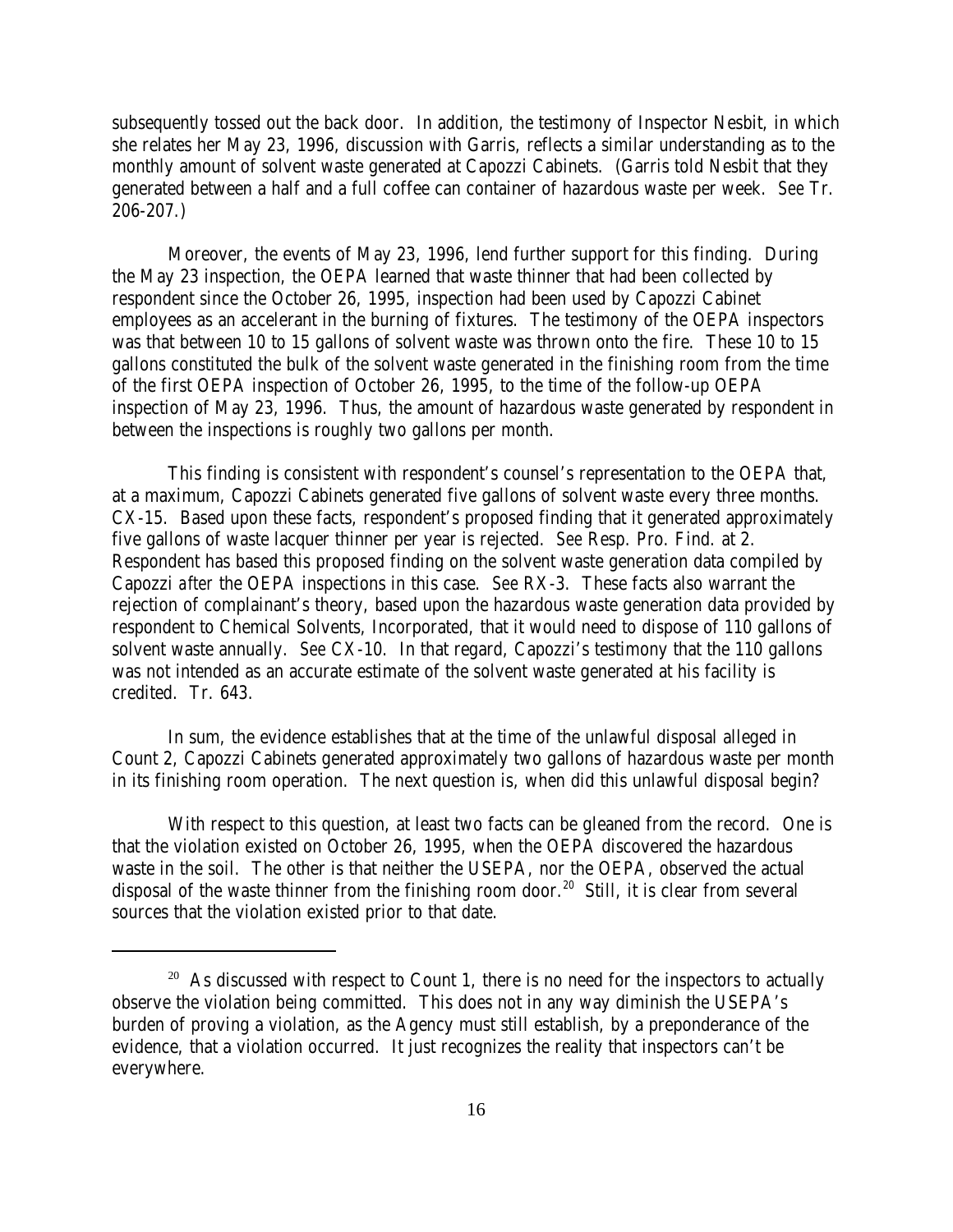subsequently tossed out the back door. In addition, the testimony of Inspector Nesbit, in which she relates her May 23, 1996, discussion with Garris, reflects a similar understanding as to the monthly amount of solvent waste generated at Capozzi Cabinets. (Garris told Nesbit that they generated between a half and a full coffee can container of hazardous waste per week. *See* Tr. 206-207.)

Moreover, the events of May 23, 1996, lend further support for this finding. During the May 23 inspection, the OEPA learned that waste thinner that had been collected by respondent since the October 26, 1995, inspection had been used by Capozzi Cabinet employees as an accelerant in the burning of fixtures. The testimony of the OEPA inspectors was that between 10 to 15 gallons of solvent waste was thrown onto the fire. These 10 to 15 gallons constituted the bulk of the solvent waste generated in the finishing room from the time of the first OEPA inspection of October 26, 1995, to the time of the follow-up OEPA inspection of May 23, 1996. Thus, the amount of hazardous waste generated by respondent in between the inspections is roughly two gallons per month.

This finding is consistent with respondent's counsel's representation to the OEPA that, at a maximum, Capozzi Cabinets generated five gallons of solvent waste every three months. CX-15. Based upon these facts, respondent's proposed finding that it generated approximately five gallons of waste lacquer thinner per year is rejected. *See* Resp. Pro. Find. at 2. Respondent has based this proposed finding on the solvent waste generation data compiled by Capozzi *after* the OEPA inspections in this case. *See* RX-3. These facts also warrant the rejection of complainant's theory, based upon the hazardous waste generation data provided by respondent to Chemical Solvents, Incorporated, that it would need to dispose of 110 gallons of solvent waste annually. *See* CX-10. In that regard, Capozzi's testimony that the 110 gallons was not intended as an accurate estimate of the solvent waste generated at his facility is credited. Tr. 643.

In sum, the evidence establishes that at the time of the unlawful disposal alleged in Count 2, Capozzi Cabinets generated approximately two gallons of hazardous waste per month in its finishing room operation. The next question is, when did this unlawful disposal begin?

With respect to this question, at least two facts can be gleaned from the record. One is that the violation existed on October 26, 1995, when the OEPA discovered the hazardous waste in the soil. The other is that neither the USEPA, nor the OEPA, observed the actual disposal of the waste thinner from the finishing room door.[20] Still, it is clear from several sources that the violation existed prior to that date.

---

[20] As discussed with respect to Count 1, there is no need for the inspectors to actually observe the violation being committed. This does not in any way diminish the USEPA's burden of proving a violation, as the Agency must still establish, by a preponderance of the evidence, that a violation occurred. It just recognizes the reality that inspectors can't be everywhere.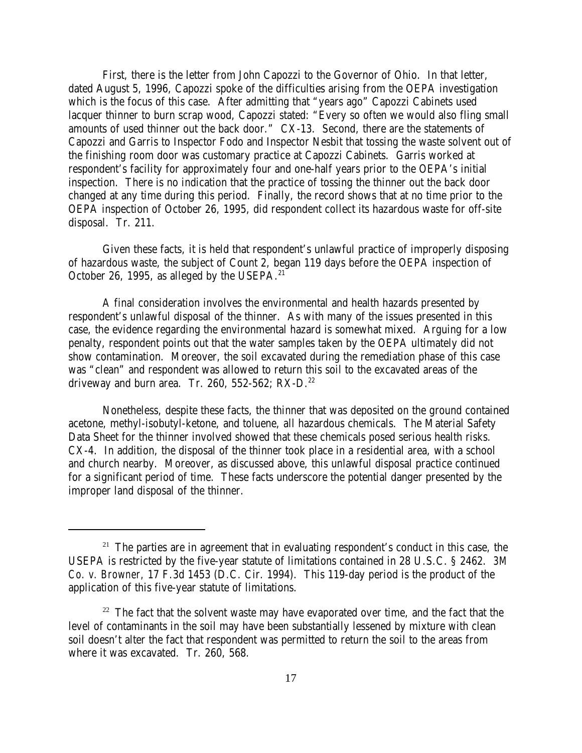First, there is the letter from John Capozzi to the Governor of Ohio. In that letter, dated August 5, 1996, Capozzi spoke of the difficulties arising from the OEPA investigation which is the focus of this case. After admitting that "years ago" Capozzi Cabinets used lacquer thinner to burn scrap wood, Capozzi stated: "Every so often we would also fling small amounts of used thinner out the back door." CX-13. Second, there are the statements of Capozzi and Garris to Inspector Fodo and Inspector Nesbit that tossing the waste solvent out of the finishing room door was customary practice at Capozzi Cabinets. Garris worked at respondent's facility for approximately four and one-half years prior to the OEPA's initial inspection. There is no indication that the practice of tossing the thinner out the back door changed at any time during this period. Finally, the record shows that at no time prior to the OEPA inspection of October 26, 1995, did respondent collect its hazardous waste for off-site disposal. Tr. 211.

Given these facts, it is held that respondent's unlawful practice of improperly disposing of hazardous waste, the subject of Count 2, began 119 days before the OEPA inspection of October 26, 1995, as alleged by the USEPA.[21]

A final consideration involves the environmental and health hazards presented by respondent's unlawful disposal of the thinner. As with many of the issues presented in this case, the evidence regarding the environmental hazard is somewhat mixed. Arguing for a low penalty, respondent points out that the water samples taken by the OEPA ultimately did not show contamination. Moreover, the soil excavated during the remediation phase of this case was "clean" and respondent was allowed to return this soil to the excavated areas of the driveway and burn area. Tr. 260, 552-562; RX-D.[22]

Nonetheless, despite these facts, the thinner that was deposited on the ground contained acetone, methyl-isobutyl-ketone, and toluene, all hazardous chemicals. The Material Safety Data Sheet for the thinner involved showed that these chemicals posed serious health risks. CX-4. In addition, the disposal of the thinner took place in a residential area, with a school and church nearby. Moreover, as discussed above, this unlawful disposal practice continued for a significant period of time. These facts underscore the potential danger presented by the improper land disposal of the thinner.

---

[21] The parties are in agreement that in evaluating respondent's conduct in this case, the USEPA is restricted by the five-year statute of limitations contained in 28 U.S.C. § 2462. *3M Co. v. Browner*, 17 F.3d 1453 (D.C. Cir. 1994). This 119-day period is the product of the application of this five-year statute of limitations.

[22] The fact that the solvent waste may have evaporated over time, and the fact that the level of contaminants in the soil may have been substantially lessened by mixture with clean soil doesn't alter the fact that respondent was permitted to return the soil to the areas from where it was excavated. Tr. 260, 568.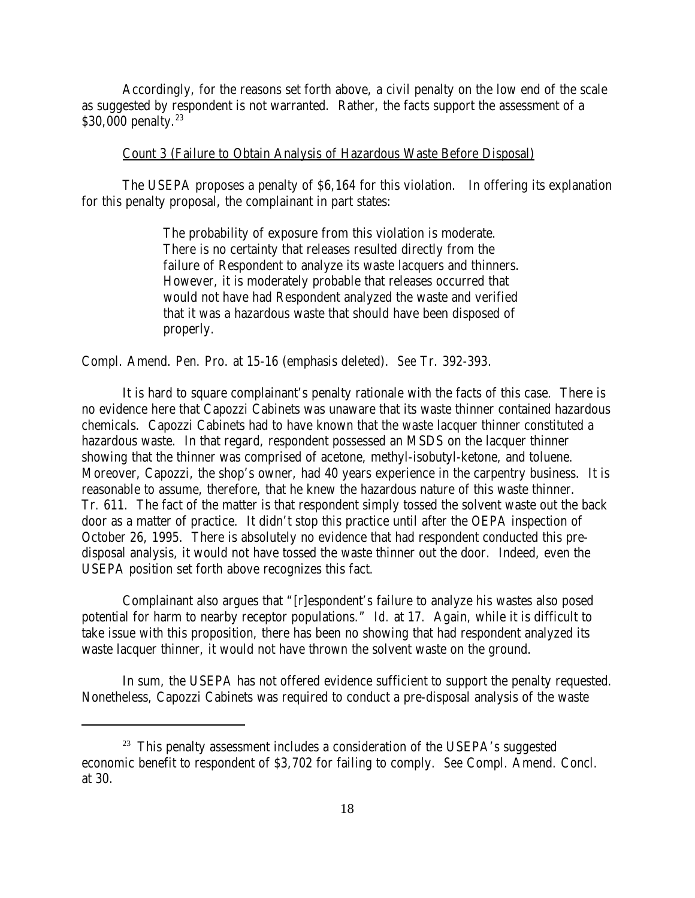Accordingly, for the reasons set forth above, a civil penalty on the low end of the scale as suggested by respondent is not warranted. Rather, the facts support the assessment of a $30,000 penalty.[23]

<u>Count 3 (Failure to Obtain Analysis of Hazardous Waste Before Disposal)</u>

The USEPA proposes a penalty of $6,164 for this violation. In offering its explanation for this penalty proposal, the complainant in part states:

> The probability of exposure from this violation is moderate. There is no certainty that releases resulted directly from the failure of Respondent to analyze its waste lacquers and thinners. However, it is moderately probable that releases occurred that would not have had Respondent analyzed the waste and verified that it was a hazardous waste that should have been disposed of properly.

Compl. Amend. Pen. Pro. at 15-16 (emphasis deleted). *See* Tr. 392-393.

It is hard to square complainant's penalty rationale with the facts of this case. There is no evidence here that Capozzi Cabinets was unaware that its waste thinner contained hazardous chemicals. Capozzi Cabinets had to have known that the waste lacquer thinner constituted a hazardous waste. In that regard, respondent possessed an MSDS on the lacquer thinner showing that the thinner was comprised of acetone, methyl-isobutyl-ketone, and toluene. Moreover, Capozzi, the shop's owner, had 40 years experience in the carpentry business. It is reasonable to assume, therefore, that he knew the hazardous nature of this waste thinner. Tr. 611. The fact of the matter is that respondent simply tossed the solvent waste out the back door as a matter of practice. It didn't stop this practice until after the OEPA inspection of October 26, 1995. There is absolutely no evidence that had respondent conducted this pre-disposal analysis, it would not have tossed the waste thinner out the door. Indeed, even the USEPA position set forth above recognizes this fact.

Complainant also argues that "[r]espondent's failure to analyze his wastes also posed potential for harm to nearby receptor populations." *Id.* at 17. Again, while it is difficult to take issue with this proposition, there has been no showing that had respondent analyzed its waste lacquer thinner, it would not have thrown the solvent waste on the ground.

In sum, the USEPA has not offered evidence sufficient to support the penalty requested. Nonetheless, Capozzi Cabinets was required to conduct a pre-disposal analysis of the waste

---

[23] This penalty assessment includes a consideration of the USEPA's suggested economic benefit to respondent of $3,702 for failing to comply. *See* Compl. Amend. Concl. at 30.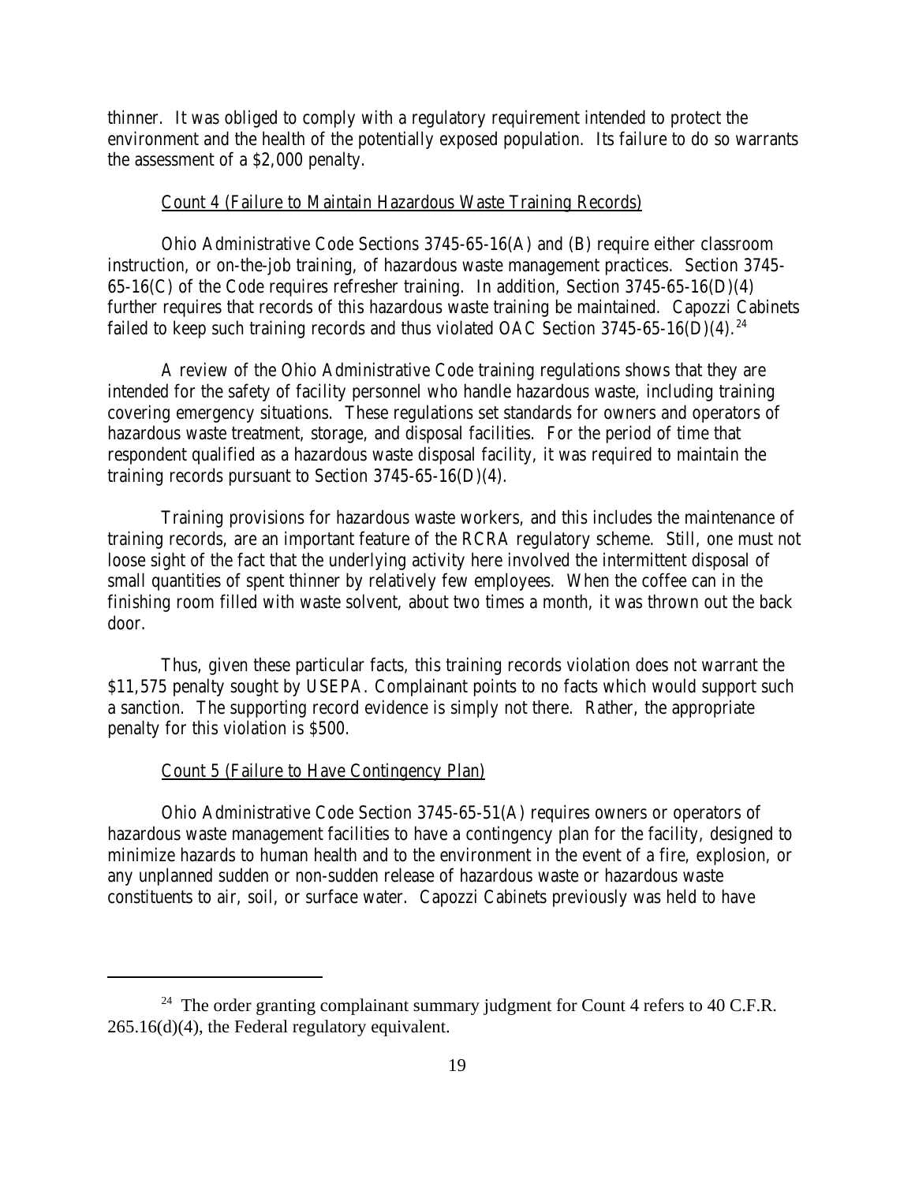thinner. It was obliged to comply with a regulatory requirement intended to protect the environment and the health of the potentially exposed population. Its failure to do so warrants the assessment of a $2,000 penalty.

Count 4 (Failure to Maintain Hazardous Waste Training Records)

Ohio Administrative Code Sections 3745-65-16(A) and (B) require either classroom instruction, or on-the-job training, of hazardous waste management practices. Section 3745-65-16(C) of the Code requires refresher training. In addition, Section 3745-65-16(D)(4) further requires that records of this hazardous waste training be maintained. Capozzi Cabinets failed to keep such training records and thus violated OAC Section 3745-65-16(D)(4).[24]

A review of the Ohio Administrative Code training regulations shows that they are intended for the safety of facility personnel who handle hazardous waste, including training covering emergency situations. These regulations set standards for owners and operators of hazardous waste treatment, storage, and disposal facilities. For the period of time that respondent qualified as a hazardous waste disposal facility, it was required to maintain the training records pursuant to Section 3745-65-16(D)(4).

Training provisions for hazardous waste workers, and this includes the maintenance of training records, are an important feature of the RCRA regulatory scheme. Still, one must not loose sight of the fact that the underlying activity here involved the intermittent disposal of small quantities of spent thinner by relatively few employees. When the coffee can in the finishing room filled with waste solvent, about two times a month, it was thrown out the back door.

Thus, given these particular facts, this training records violation does not warrant the $11,575 penalty sought by USEPA. Complainant points to no facts which would support such a sanction. The supporting record evidence is simply not there. Rather, the appropriate penalty for this violation is $500.

Count 5 (Failure to Have Contingency Plan)

Ohio Administrative Code Section 3745-65-51(A) requires owners or operators of hazardous waste management facilities to have a contingency plan for the facility, designed to minimize hazards to human health and to the environment in the event of a fire, explosion, or any unplanned sudden or non-sudden release of hazardous waste or hazardous waste constituents to air, soil, or surface water. Capozzi Cabinets previously was held to have

---

[24] The order granting complainant summary judgment for Count 4 refers to 40 C.F.R. 265.16(d)(4), the Federal regulatory equivalent.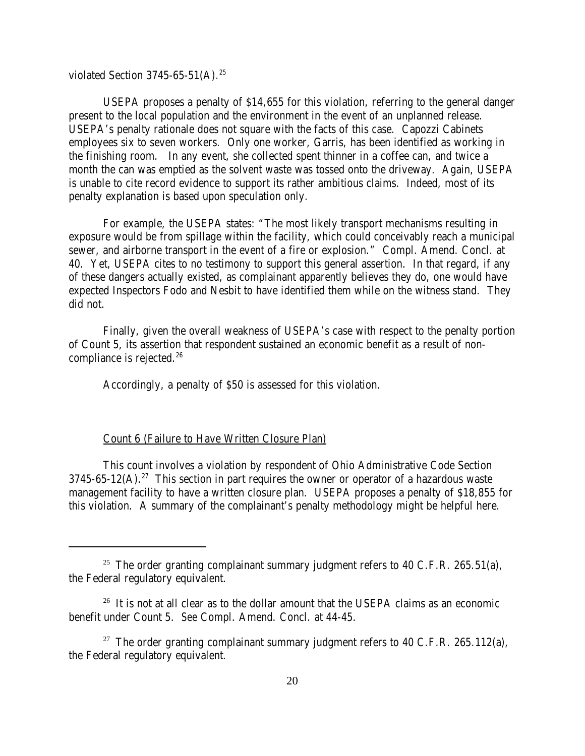violated Section 3745-65-51(A).[25]

USEPA proposes a penalty of $14,655 for this violation, referring to the general danger present to the local population and the environment in the event of an unplanned release. USEPA's penalty rationale does not square with the facts of this case. Capozzi Cabinets employees six to seven workers. Only one worker, Garris, has been identified as working in the finishing room. In any event, she collected spent thinner in a coffee can, and twice a month the can was emptied as the solvent waste was tossed onto the driveway. Again, USEPA is unable to cite record evidence to support its rather ambitious claims. Indeed, most of its penalty explanation is based upon speculation only.

For example, the USEPA states: "The most likely transport mechanisms resulting in exposure would be from spillage within the facility, which could conceivably reach a municipal sewer, and airborne transport in the event of a fire or explosion." Compl. Amend. Concl. at 40. Yet, USEPA cites to no testimony to support this general assertion. In that regard, if any of these dangers actually existed, as complainant apparently believes they do, one would have expected Inspectors Fodo and Nesbit to have identified them while on the witness stand. They did not.

Finally, given the overall weakness of USEPA's case with respect to the penalty portion of Count 5, its assertion that respondent sustained an economic benefit as a result of non-compliance is rejected.[26]

Accordingly, a penalty of $50 is assessed for this violation.

<u>Count 6 (Failure to Have Written Closure Plan)</u>

This count involves a violation by respondent of Ohio Administrative Code Section 3745-65-12(A).[27] This section in part requires the owner or operator of a hazardous waste management facility to have a written closure plan. USEPA proposes a penalty of $18,855 for this violation. A summary of the complainant's penalty methodology might be helpful here.

---

[25] The order granting complainant summary judgment refers to 40 C.F.R. 265.51(a), the Federal regulatory equivalent.

[26] It is not at all clear as to the dollar amount that the USEPA claims as an economic benefit under Count 5. *See* Compl. Amend. Concl. at 44-45.

[27] The order granting complainant summary judgment refers to 40 C.F.R. 265.112(a), the Federal regulatory equivalent.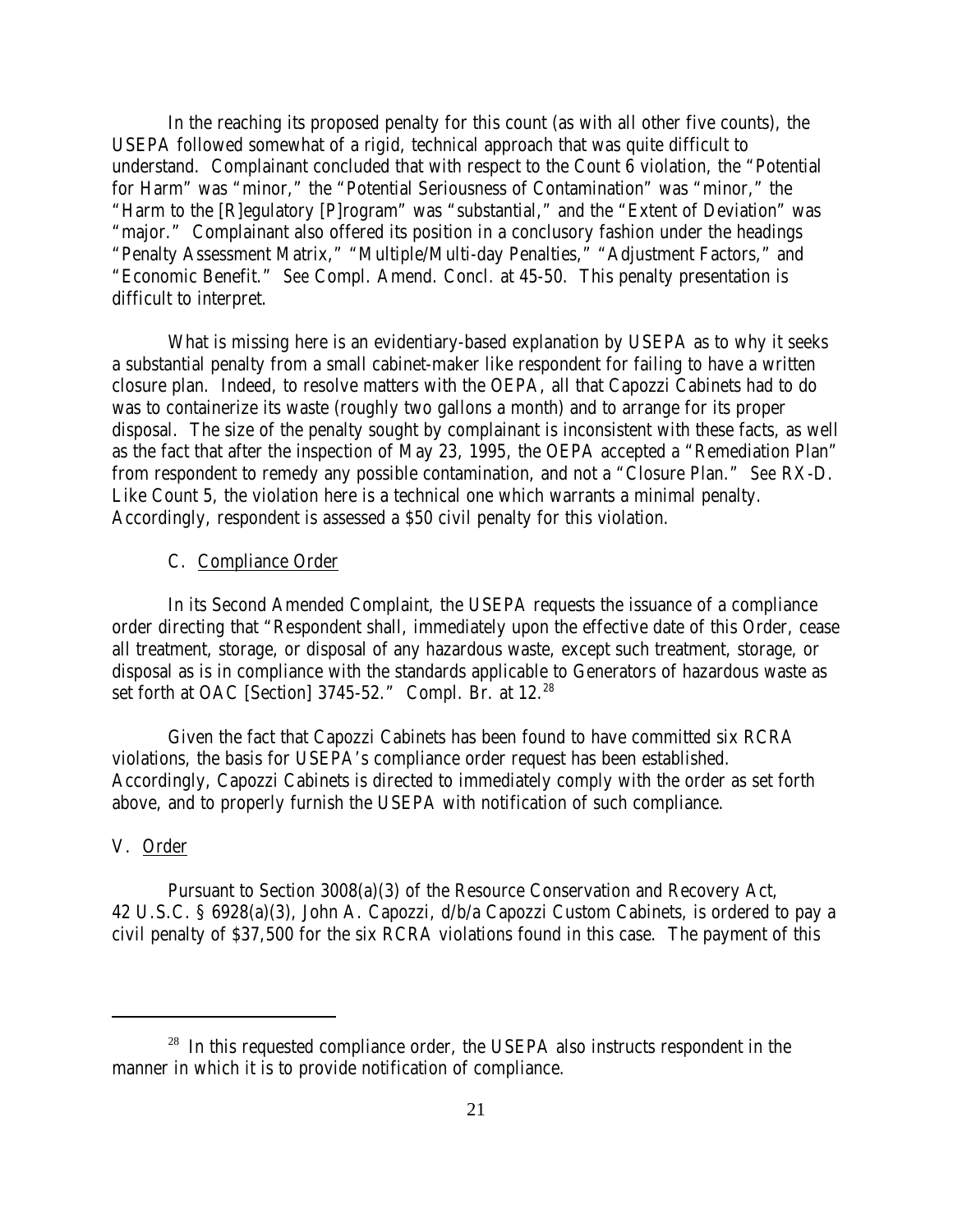In the reaching its proposed penalty for this count (as with all other five counts), the USEPA followed somewhat of a rigid, technical approach that was quite difficult to understand. Complainant concluded that with respect to the Count 6 violation, the "Potential for Harm" was "minor," the "Potential Seriousness of Contamination" was "minor," the "Harm to the [R]egulatory [P]rogram" was "substantial," and the "Extent of Deviation" was "major." Complainant also offered its position in a conclusory fashion under the headings "Penalty Assessment Matrix," "Multiple/Multi-day Penalties," "Adjustment Factors," and "Economic Benefit." *See* Compl. Amend. Concl. at 45-50. This penalty presentation is difficult to interpret.

What is missing here is an evidentiary-based explanation by USEPA as to why it seeks a substantial penalty from a small cabinet-maker like respondent for failing to have a written closure plan. Indeed, to resolve matters with the OEPA, all that Capozzi Cabinets had to do was to containerize its waste (roughly two gallons a month) and to arrange for its proper disposal. The size of the penalty sought by complainant is inconsistent with these facts, as well as the fact that after the inspection of May 23, 1995, the OEPA accepted a "Remediation Plan" from respondent to remedy any possible contamination, and not a "Closure Plan." *See* RX-D. Like Count 5, the violation here is a technical one which warrants a minimal penalty. Accordingly, respondent is assessed a $50 civil penalty for this violation.

### C. Compliance Order

In its Second Amended Complaint, the USEPA requests the issuance of a compliance order directing that "Respondent shall, immediately upon the effective date of this Order, cease all treatment, storage, or disposal of any hazardous waste, except such treatment, storage, or disposal as is in compliance with the standards applicable to Generators of hazardous waste as set forth at OAC [Section] 3745-52." Compl. Br. at 12.[28]

Given the fact that Capozzi Cabinets has been found to have committed six RCRA violations, the basis for USEPA's compliance order request has been established. Accordingly, Capozzi Cabinets is directed to immediately comply with the order as set forth above, and to properly furnish the USEPA with notification of such compliance.

## V. Order

Pursuant to Section 3008(a)(3) of the Resource Conservation and Recovery Act, 42 U.S.C. § 6928(a)(3), John A. Capozzi, d/b/a Capozzi Custom Cabinets, is ordered to pay a civil penalty of $37,500 for the six RCRA violations found in this case. The payment of this

[28] In this requested compliance order, the USEPA also instructs respondent in the manner in which it is to provide notification of compliance.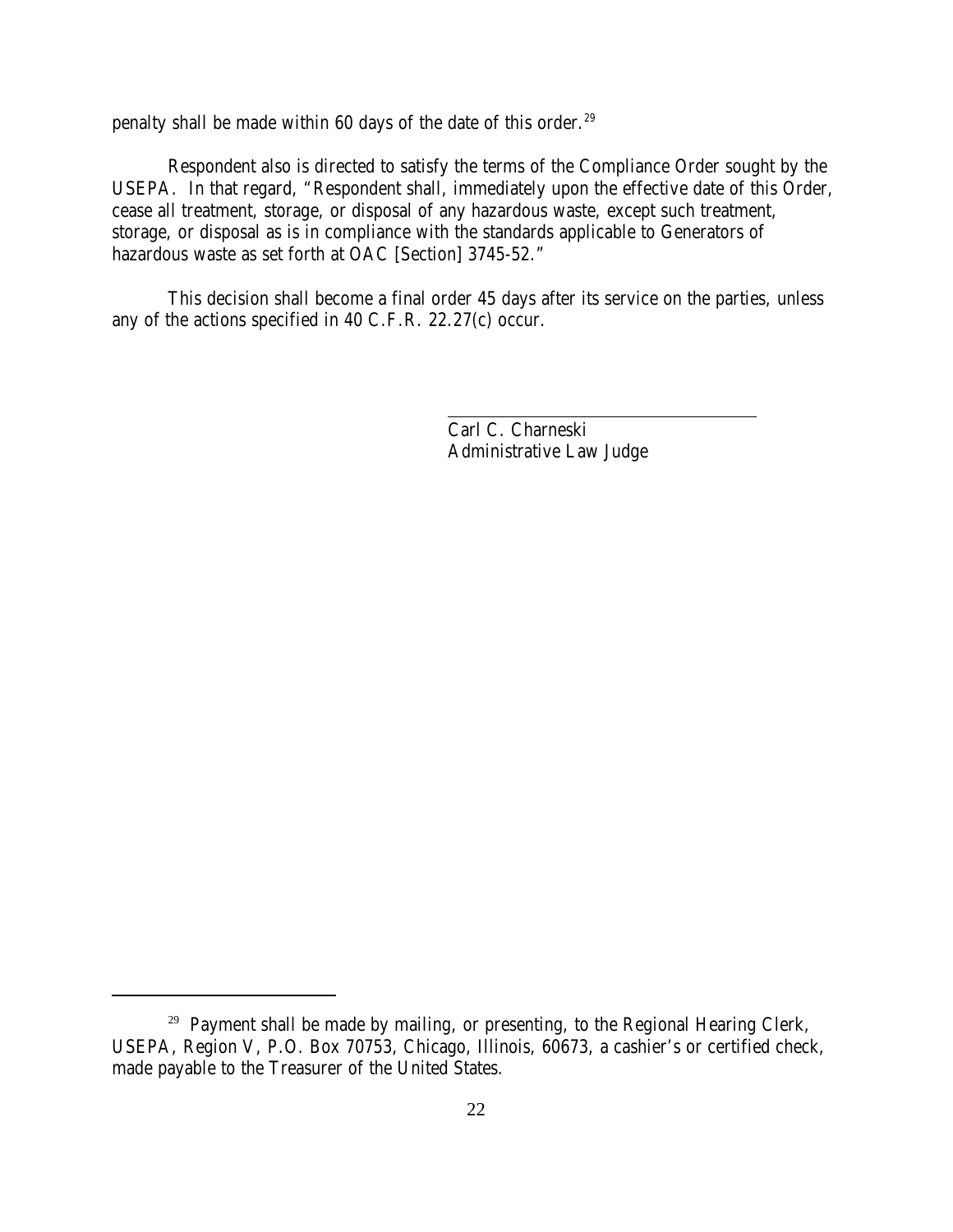penalty shall be made within 60 days of the date of this order.[29]

Respondent also is directed to satisfy the terms of the Compliance Order sought by the USEPA. In that regard, "Respondent shall, immediately upon the effective date of this Order, cease all treatment, storage, or disposal of any hazardous waste, except such treatment, storage, or disposal as is in compliance with the standards applicable to Generators of hazardous waste as set forth at OAC [Section] 3745-52."

This decision shall become a final order 45 days after its service on the parties, unless any of the actions specified in 40 C.F.R. 22.27(c) occur.

Carl C. Charneski
Administrative Law Judge

---

[29] Payment shall be made by mailing, or presenting, to the Regional Hearing Clerk, USEPA, Region V, P.O. Box 70753, Chicago, Illinois, 60673, a cashier's or certified check, made payable to the Treasurer of the United States.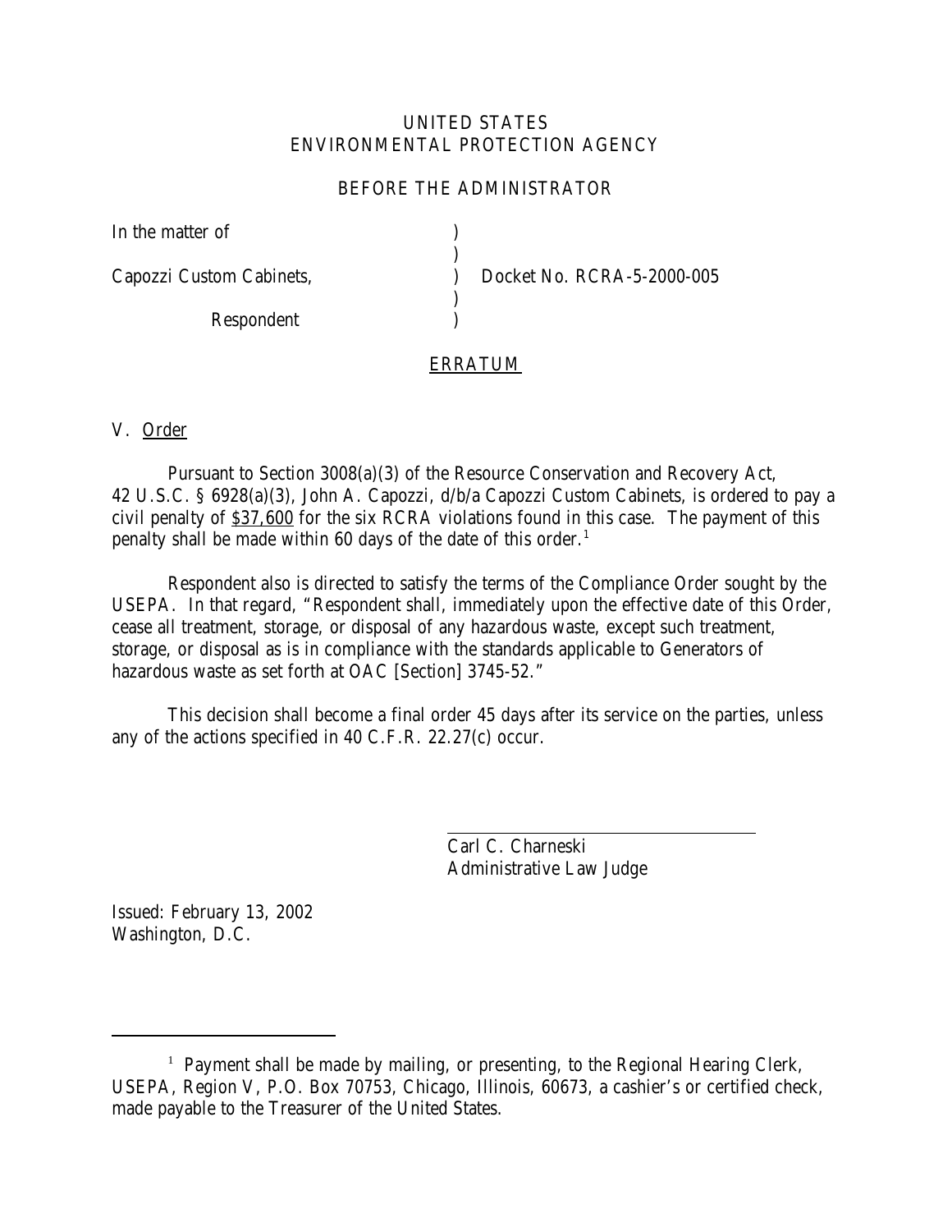UNITED STATES
ENVIRONMENTAL PROTECTION AGENCY

BEFORE THE ADMINISTRATOR

| | | |
|---|---|---|
| In the matter of | ) | |
| | ) | |
| Capozzi Custom Cabinets, | ) | Docket No. RCRA-5-2000-005 |
| | ) | |
| Respondent | ) | |

ERRATUM

V. Order

Pursuant to Section 3008(a)(3) of the Resource Conservation and Recovery Act, 42 U.S.C. § 6928(a)(3), John A. Capozzi, d/b/a Capozzi Custom Cabinets, is ordered to pay a civil penalty of $37,600 for the six RCRA violations found in this case. The payment of this penalty shall be made within 60 days of the date of this order.[1]

Respondent also is directed to satisfy the terms of the Compliance Order sought by the USEPA. In that regard, "Respondent shall, immediately upon the effective date of this Order, cease all treatment, storage, or disposal of any hazardous waste, except such treatment, storage, or disposal as is in compliance with the standards applicable to Generators of hazardous waste as set forth at OAC [Section] 3745-52."

This decision shall become a final order 45 days after its service on the parties, unless any of the actions specified in 40 C.F.R. 22.27(c) occur.

Carl C. Charneski
Administrative Law Judge

Issued: February 13, 2002
Washington, D.C.

[1] Payment shall be made by mailing, or presenting, to the Regional Hearing Clerk, USEPA, Region V, P.O. Box 70753, Chicago, Illinois, 60673, a cashier's or certified check, made payable to the Treasurer of the United States.